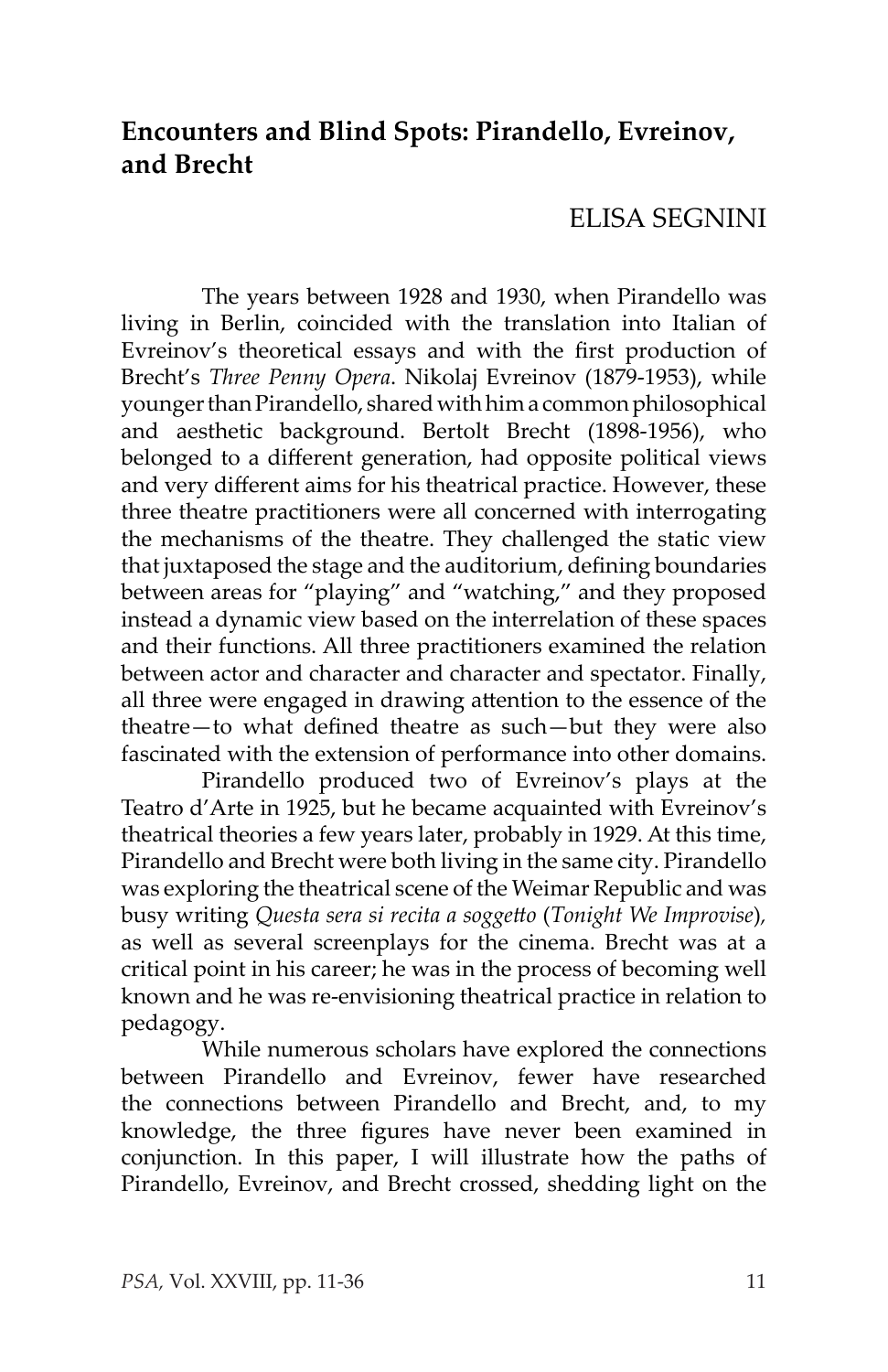# Encounters and Blind Spots: Pirandello, Evreinov, and Brecht

ELISA SEGNINI

The years between 1928 and 1930, when Pirandello was living in Berlin, coincided with the translation into Italian of Evreinov's theoretical essays and with the first production of Brecht's *Three Penny Opera*. Nikolaj Evreinov (1879-1953), while younger than Pirandello, shared with him a common philosophical and aesthetic background. Bertolt Brecht (1898-1956), who belonged to a different generation, had opposite political views and very different aims for his theatrical practice. However, these three theatre practitioners were all concerned with interrogating the mechanisms of the theatre. They challenged the static view that juxtaposed the stage and the auditorium, defining boundaries between areas for "playing" and "watching," and they proposed instead a dynamic view based on the interrelation of these spaces and their functions. All three practitioners examined the relation between actor and character and character and spectator. Finally, all three were engaged in drawing attention to the essence of the theatre—to what defined theatre as such—but they were also fascinated with the extension of performance into other domains.

Pirandello produced two of Evreinov's plays at the Teatro d'Arte in 1925, but he became acquainted with Evreinov's theatrical theories a few years later, probably in 1929. At this time, Pirandello and Brecht were both living in the same city. Pirandello was exploring the theatrical scene of the Weimar Republic and was busy writing *Questa sera si recita a soggetto* (*Tonight We Improvise*), as well as several screenplays for the cinema. Brecht was at a critical point in his career; he was in the process of becoming well known and he was re-envisioning theatrical practice in relation to pedagogy.

While numerous scholars have explored the connections between Pirandello and Evreinov, fewer have researched the connections between Pirandello and Brecht, and, to my knowledge, the three figures have never been examined in conjunction. In this paper, I will illustrate how the paths of Pirandello, Evreinov, and Brecht crossed, shedding light on the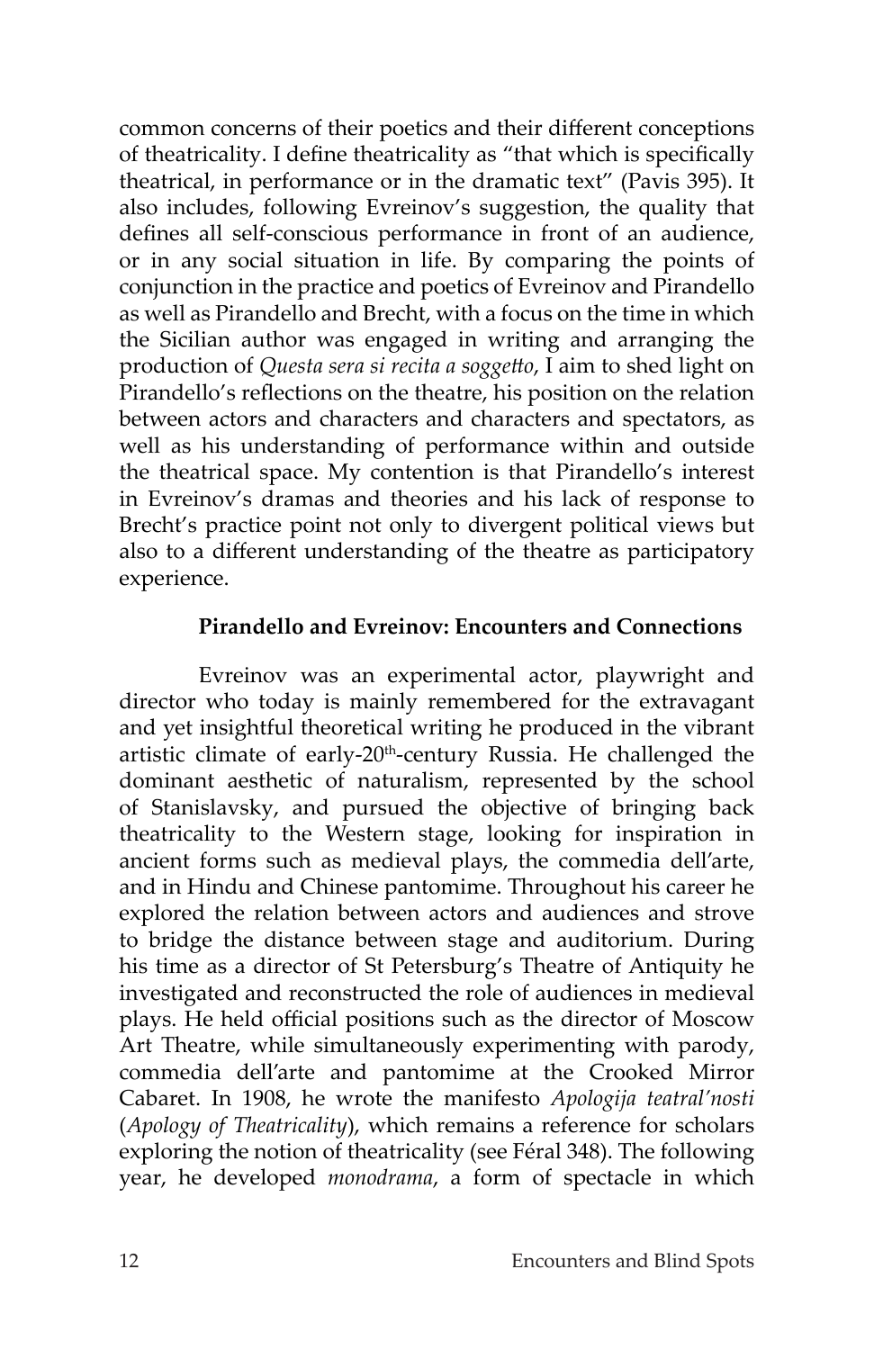common concerns of their poetics and their different conceptions of theatricality. I define theatricality as "that which is specifically theatrical, in performance or in the dramatic text" (Pavis 395). It also includes, following Evreinov's suggestion, the quality that defines all self-conscious performance in front of an audience, or in any social situation in life. By comparing the points of conjunction in the practice and poetics of Evreinov and Pirandello as well as Pirandello and Brecht, with a focus on the time in which the Sicilian author was engaged in writing and arranging the production of *Questa sera si recita a soggetto*, I aim to shed light on Pirandello's reflections on the theatre, his position on the relation between actors and characters and characters and spectators, as well as his understanding of performance within and outside the theatrical space. My contention is that Pirandello's interest in Evreinov's dramas and theories and his lack of response to Brecht's practice point not only to divergent political views but also to a different understanding of the theatre as participatory experience.

## Pirandello and Evreinov: Encounters and Connections

Evreinov was an experimental actor, playwright and director who today is mainly remembered for the extravagant and yet insightful theoretical writing he produced in the vibrant artistic climate of early-20th-century Russia. He challenged the dominant aesthetic of naturalism, represented by the school of Stanislavsky, and pursued the objective of bringing back theatricality to the Western stage, looking for inspiration in ancient forms such as medieval plays, the commedia dell'arte, and in Hindu and Chinese pantomime. Throughout his career he explored the relation between actors and audiences and strove to bridge the distance between stage and auditorium. During his time as a director of St Petersburg's Theatre of Antiquity he investigated and reconstructed the role of audiences in medieval plays. He held official positions such as the director of Moscow Art Theatre, while simultaneously experimenting with parody, commedia dell'arte and pantomime at the Crooked Mirror Cabaret. In 1908, he wrote the manifesto *Apologija teatral'nosti* (*Apology of Theatricality*), which remains a reference for scholars exploring the notion of theatricality (see Féral 348). The following year, he developed *monodrama*, a form of spectacle in which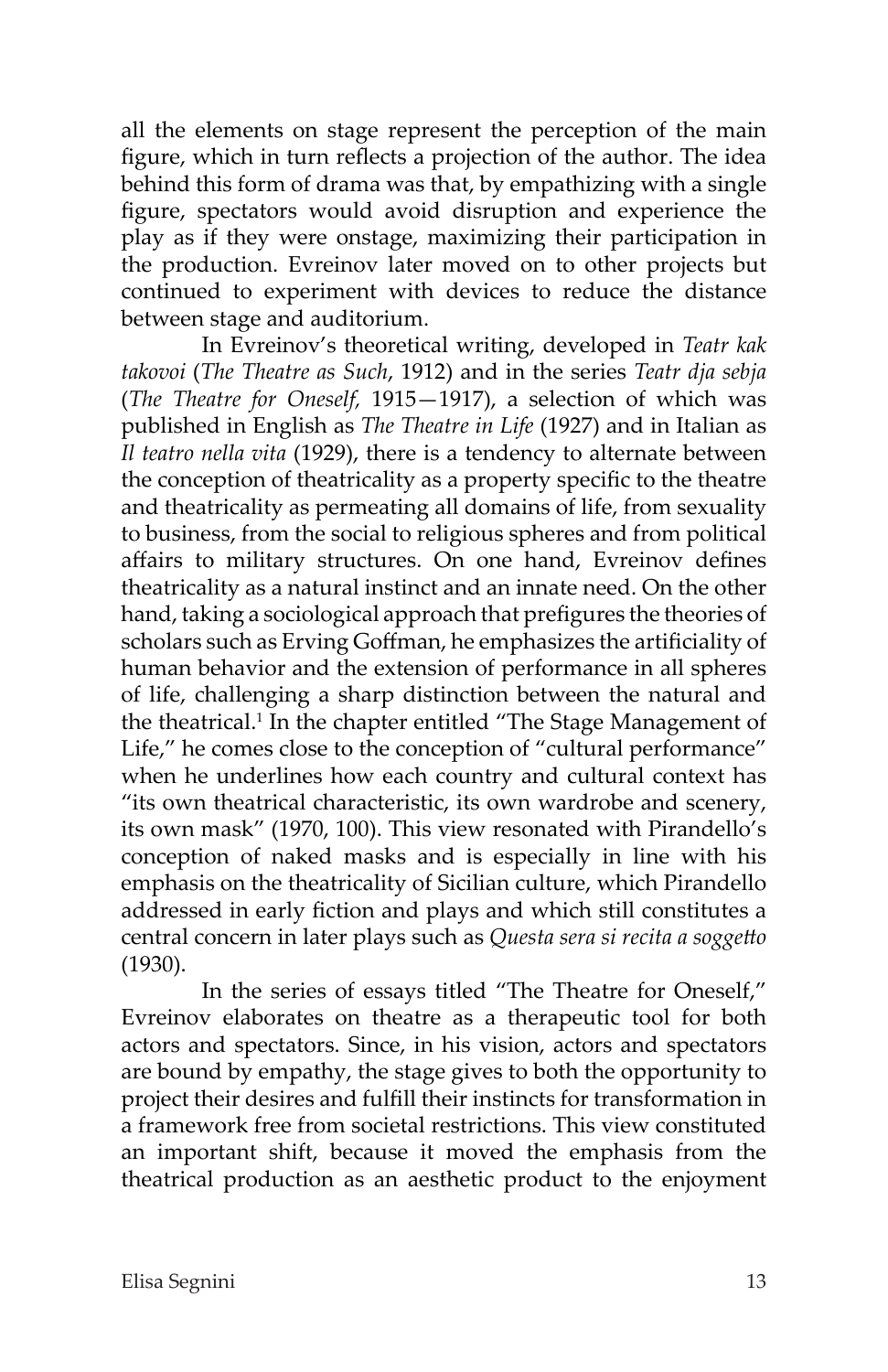all the elements on stage represent the perception of the main figure, which in turn reflects a projection of the author. The idea behind this form of drama was that, by empathizing with a single figure, spectators would avoid disruption and experience the play as if they were onstage, maximizing their participation in the production. Evreinov later moved on to other projects but continued to experiment with devices to reduce the distance between stage and auditorium.

In Evreinov's theoretical writing, developed in *Teatr kak takovoi* (*The Theatre as Such*, 1912) and in the series *Teatr dja sebja* (*The Theatre for Oneself,* 1915—1917), a selection of which was published in English as *The Theatre in Life* (1927) and in Italian as *Il teatro nella vita* (1929), there is a tendency to alternate between the conception of theatricality as a property specific to the theatre and theatricality as permeating all domains of life, from sexuality to business, from the social to religious spheres and from political affairs to military structures. On one hand, Evreinov defines theatricality as a natural instinct and an innate need. On the other hand, taking a sociological approach that prefigures the theories of scholars such as Erving Goffman, he emphasizes the artificiality of human behavior and the extension of performance in all spheres of life, challenging a sharp distinction between the natural and the theatrical.[1] In the chapter entitled "The Stage Management of Life," he comes close to the conception of "cultural performance" when he underlines how each country and cultural context has "its own theatrical characteristic, its own wardrobe and scenery, its own mask" (1970, 100). This view resonated with Pirandello's conception of naked masks and is especially in line with his emphasis on the theatricality of Sicilian culture, which Pirandello addressed in early fiction and plays and which still constitutes a central concern in later plays such as *Questa sera si recita a soggetto* (1930).

In the series of essays titled "The Theatre for Oneself," Evreinov elaborates on theatre as a therapeutic tool for both actors and spectators. Since, in his vision, actors and spectators are bound by empathy, the stage gives to both the opportunity to project their desires and fulfill their instincts for transformation in a framework free from societal restrictions. This view constituted an important shift, because it moved the emphasis from the theatrical production as an aesthetic product to the enjoyment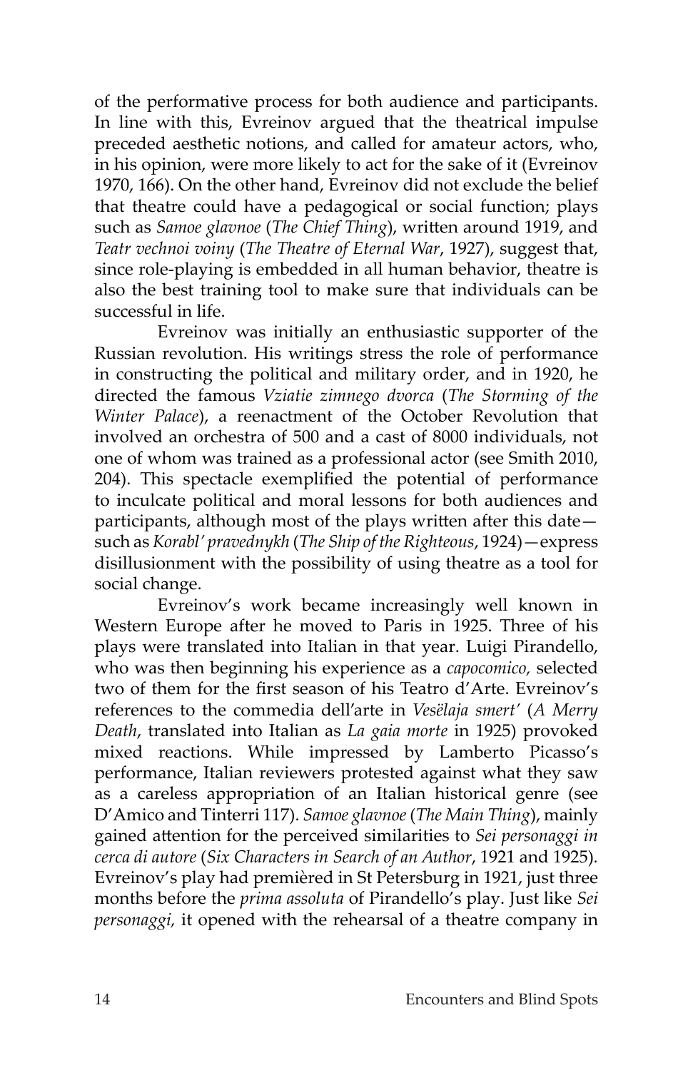of the performative process for both audience and participants. In line with this, Evreinov argued that the theatrical impulse preceded aesthetic notions, and called for amateur actors, who, in his opinion, were more likely to act for the sake of it (Evreinov 1970, 166). On the other hand, Evreinov did not exclude the belief that theatre could have a pedagogical or social function; plays such as *Samoe glavnoe* (*The Chief Thing*), written around 1919, and *Teatr vechnoi voiny* (*The Theatre of Eternal War*, 1927), suggest that, since role-playing is embedded in all human behavior, theatre is also the best training tool to make sure that individuals can be successful in life.

Evreinov was initially an enthusiastic supporter of the Russian revolution. His writings stress the role of performance in constructing the political and military order, and in 1920, he directed the famous *Vziatie zimnego dvorca* (*The Storming of the Winter Palace*), a reenactment of the October Revolution that involved an orchestra of 500 and a cast of 8000 individuals, not one of whom was trained as a professional actor (see Smith 2010, 204). This spectacle exemplified the potential of performance to inculcate political and moral lessons for both audiences and participants, although most of the plays written after this date—such as *Korabl' pravednykh* (*The Ship of the Righteous*, 1924)—express disillusionment with the possibility of using theatre as a tool for social change.

Evreinov's work became increasingly well known in Western Europe after he moved to Paris in 1925. Three of his plays were translated into Italian in that year. Luigi Pirandello, who was then beginning his experience as a *capocomico,* selected two of them for the first season of his Teatro d'Arte. Evreinov's references to the commedia dell'arte in *Vesëlaja smert'* (*A Merry Death*, translated into Italian as *La gaia morte* in 1925) provoked mixed reactions. While impressed by Lamberto Picasso's performance, Italian reviewers protested against what they saw as a careless appropriation of an Italian historical genre (see D'Amico and Tinterri 117). *Samoe glavnoe* (*The Main Thing*), mainly gained attention for the perceived similarities to *Sei personaggi in cerca di autore* (*Six Characters in Search of an Author*, 1921 and 1925)*.* Evreinov's play had premièred in St Petersburg in 1921, just three months before the *prima assoluta* of Pirandello's play. Just like *Sei personaggi,* it opened with the rehearsal of a theatre company in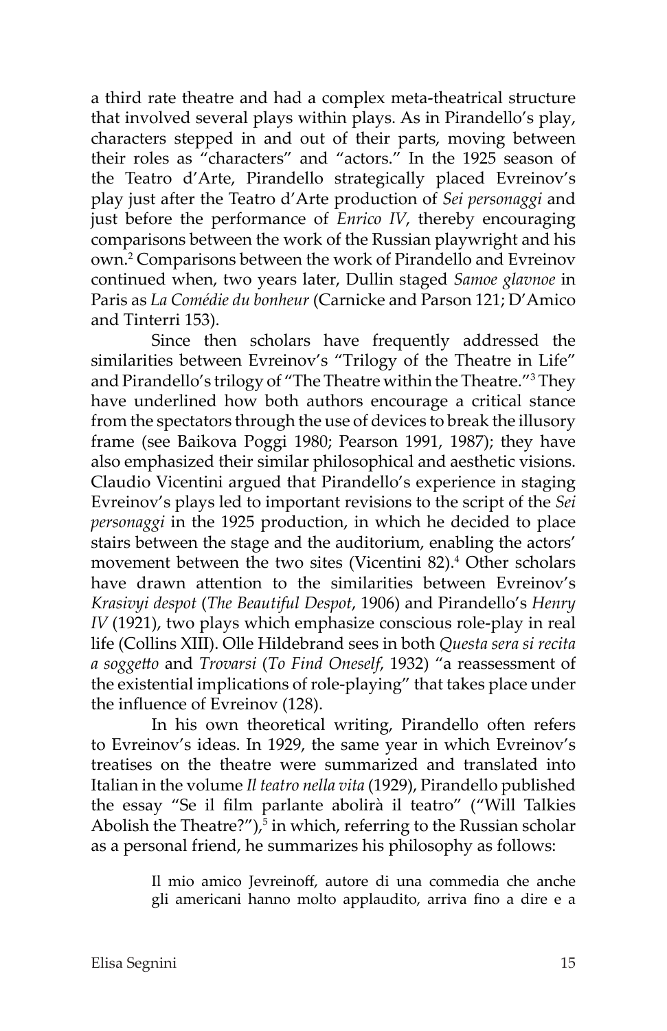a third rate theatre and had a complex meta-theatrical structure that involved several plays within plays. As in Pirandello's play, characters stepped in and out of their parts, moving between their roles as "characters" and "actors." In the 1925 season of the Teatro d'Arte, Pirandello strategically placed Evreinov's play just after the Teatro d'Arte production of *Sei personaggi* and just before the performance of *Enrico IV*, thereby encouraging comparisons between the work of the Russian playwright and his own.[2] Comparisons between the work of Pirandello and Evreinov continued when, two years later, Dullin staged *Samoe glavnoe* in Paris as *La Comédie du bonheur* (Carnicke and Parson 121; D'Amico and Tinterri 153).

Since then scholars have frequently addressed the similarities between Evreinov's "Trilogy of the Theatre in Life" and Pirandello's trilogy of "The Theatre within the Theatre."[3] They have underlined how both authors encourage a critical stance from the spectators through the use of devices to break the illusory frame (see Baikova Poggi 1980; Pearson 1991, 1987); they have also emphasized their similar philosophical and aesthetic visions. Claudio Vicentini argued that Pirandello's experience in staging Evreinov's plays led to important revisions to the script of the *Sei personaggi* in the 1925 production, in which he decided to place stairs between the stage and the auditorium, enabling the actors' movement between the two sites (Vicentini 82).[4] Other scholars have drawn attention to the similarities between Evreinov's *Krasivyi despot* (*The Beautiful Despot*, 1906) and Pirandello's *Henry IV* (1921), two plays which emphasize conscious role-play in real life (Collins XIII). Olle Hildebrand sees in both *Questa sera si recita a soggetto* and *Trovarsi* (*To Find Oneself*, 1932) "a reassessment of the existential implications of role-playing" that takes place under the influence of Evreinov (128).

In his own theoretical writing, Pirandello often refers to Evreinov's ideas. In 1929, the same year in which Evreinov's treatises on the theatre were summarized and translated into Italian in the volume *Il teatro nella vita* (1929), Pirandello published the essay "Se il film parlante abolirà il teatro" ("Will Talkies Abolish the Theatre?"),[5] in which, referring to the Russian scholar as a personal friend, he summarizes his philosophy as follows:

> Il mio amico Jevreinoff, autore di una commedia che anche gli americani hanno molto applaudito, arriva fino a dire e a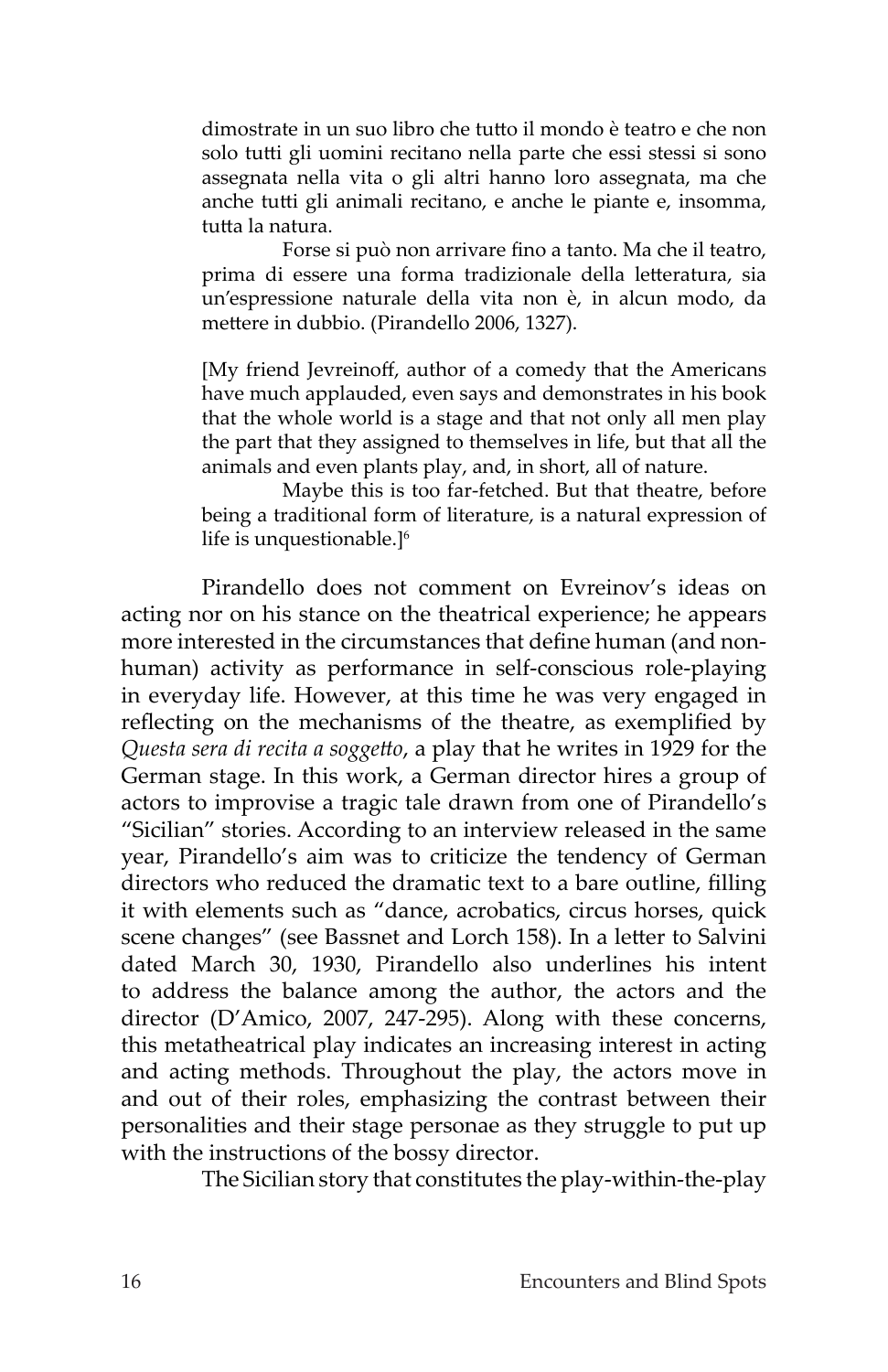dimostrate in un suo libro che tutto il mondo è teatro e che non solo tutti gli uomini recitano nella parte che essi stessi si sono assegnata nella vita o gli altri hanno loro assegnata, ma che anche tutti gli animali recitano, e anche le piante e, insomma, tutta la natura.

> Forse si può non arrivare fino a tanto. Ma che il teatro, prima di essere una forma tradizionale della letteratura, sia un'espressione naturale della vita non è, in alcun modo, da mettere in dubbio. (Pirandello 2006, 1327).

> [My friend Jevreinoff, author of a comedy that the Americans have much applauded, even says and demonstrates in his book that the whole world is a stage and that not only all men play the part that they assigned to themselves in life, but that all the animals and even plants play, and, in short, all of nature.
>
> Maybe this is too far-fetched. But that theatre, before being a traditional form of literature, is a natural expression of life is unquestionable.][6]

Pirandello does not comment on Evreinov's ideas on acting nor on his stance on the theatrical experience; he appears more interested in the circumstances that define human (and non-human) activity as performance in self-conscious role-playing in everyday life. However, at this time he was very engaged in reflecting on the mechanisms of the theatre, as exemplified by *Questa sera di recita a soggetto*, a play that he writes in 1929 for the German stage. In this work, a German director hires a group of actors to improvise a tragic tale drawn from one of Pirandello's "Sicilian" stories. According to an interview released in the same year, Pirandello's aim was to criticize the tendency of German directors who reduced the dramatic text to a bare outline, filling it with elements such as "dance, acrobatics, circus horses, quick scene changes" (see Bassnet and Lorch 158). In a letter to Salvini dated March 30, 1930, Pirandello also underlines his intent to address the balance among the author, the actors and the director (D'Amico, 2007, 247-295). Along with these concerns, this metatheatrical play indicates an increasing interest in acting and acting methods. Throughout the play, the actors move in and out of their roles, emphasizing the contrast between their personalities and their stage personae as they struggle to put up with the instructions of the bossy director.

The Sicilian story that constitutes the play-within-the-play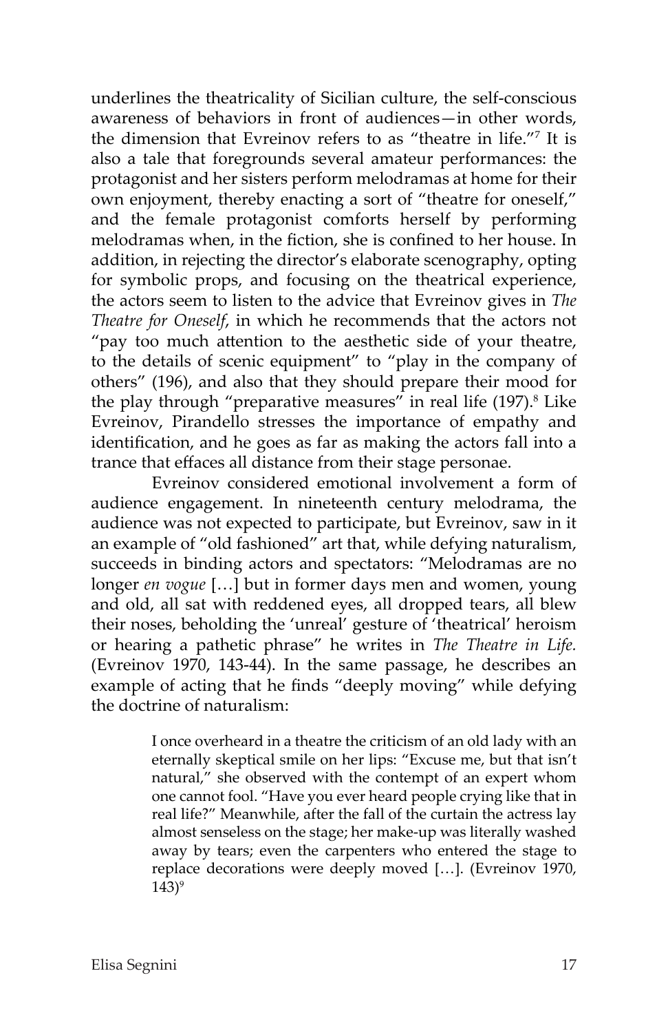underlines the theatricality of Sicilian culture, the self-conscious awareness of behaviors in front of audiences—in other words, the dimension that Evreinov refers to as "theatre in life."[7] It is also a tale that foregrounds several amateur performances: the protagonist and her sisters perform melodramas at home for their own enjoyment, thereby enacting a sort of "theatre for oneself," and the female protagonist comforts herself by performing melodramas when, in the fiction, she is confined to her house. In addition, in rejecting the director's elaborate scenography, opting for symbolic props, and focusing on the theatrical experience, the actors seem to listen to the advice that Evreinov gives in *The Theatre for Oneself*, in which he recommends that the actors not "pay too much attention to the aesthetic side of your theatre, to the details of scenic equipment" to "play in the company of others" (196), and also that they should prepare their mood for the play through "preparative measures" in real life (197).[8] Like Evreinov, Pirandello stresses the importance of empathy and identification, and he goes as far as making the actors fall into a trance that effaces all distance from their stage personae.

Evreinov considered emotional involvement a form of audience engagement. In nineteenth century melodrama, the audience was not expected to participate, but Evreinov, saw in it an example of "old fashioned" art that, while defying naturalism, succeeds in binding actors and spectators: "Melodramas are no longer *en vogue* […] but in former days men and women, young and old, all sat with reddened eyes, all dropped tears, all blew their noses, beholding the 'unreal' gesture of 'theatrical' heroism or hearing a pathetic phrase" he writes in *The Theatre in Life.* (Evreinov 1970, 143-44). In the same passage, he describes an example of acting that he finds "deeply moving" while defying the doctrine of naturalism:

> I once overheard in a theatre the criticism of an old lady with an eternally skeptical smile on her lips: "Excuse me, but that isn't natural," she observed with the contempt of an expert whom one cannot fool. "Have you ever heard people crying like that in real life?" Meanwhile, after the fall of the curtain the actress lay almost senseless on the stage; her make-up was literally washed away by tears; even the carpenters who entered the stage to replace decorations were deeply moved […]. (Evreinov 1970, 143)[9]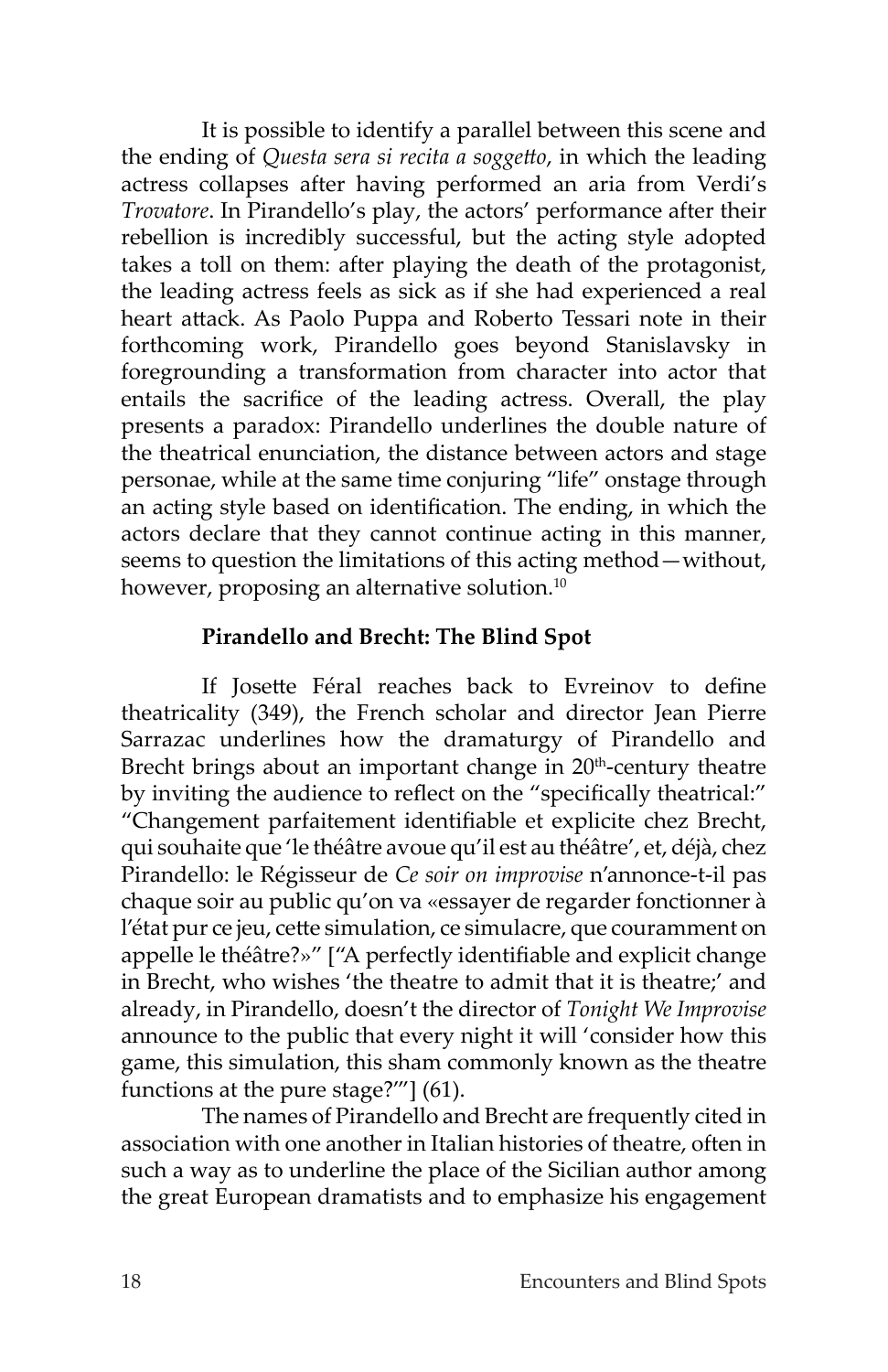It is possible to identify a parallel between this scene and the ending of *Questa sera si recita a soggetto*, in which the leading actress collapses after having performed an aria from Verdi's *Trovatore*. In Pirandello's play, the actors' performance after their rebellion is incredibly successful, but the acting style adopted takes a toll on them: after playing the death of the protagonist, the leading actress feels as sick as if she had experienced a real heart attack. As Paolo Puppa and Roberto Tessari note in their forthcoming work, Pirandello goes beyond Stanislavsky in foregrounding a transformation from character into actor that entails the sacrifice of the leading actress. Overall, the play presents a paradox: Pirandello underlines the double nature of the theatrical enunciation, the distance between actors and stage personae, while at the same time conjuring "life" onstage through an acting style based on identification. The ending, in which the actors declare that they cannot continue acting in this manner, seems to question the limitations of this acting method—without, however, proposing an alternative solution.[10]

## Pirandello and Brecht: The Blind Spot

If Josette Féral reaches back to Evreinov to define theatricality (349), the French scholar and director Jean Pierre Sarrazac underlines how the dramaturgy of Pirandello and Brecht brings about an important change in 20th-century theatre by inviting the audience to reflect on the "specifically theatrical:" "Changement parfaitement identifiable et explicite chez Brecht, qui souhaite que 'le théâtre avoue qu'il est au théâtre', et, déjà, chez Pirandello: le Régisseur de *Ce soir on improvise* n'annonce-t-il pas chaque soir au public qu'on va «essayer de regarder fonctionner à l'état pur ce jeu, cette simulation, ce simulacre, que couramment on appelle le théâtre?»" ["A perfectly identifiable and explicit change in Brecht, who wishes 'the theatre to admit that it is theatre;' and already, in Pirandello, doesn't the director of *Tonight We Improvise* announce to the public that every night it will 'consider how this game, this simulation, this sham commonly known as the theatre functions at the pure stage?'"] (61).

The names of Pirandello and Brecht are frequently cited in association with one another in Italian histories of theatre, often in such a way as to underline the place of the Sicilian author among the great European dramatists and to emphasize his engagement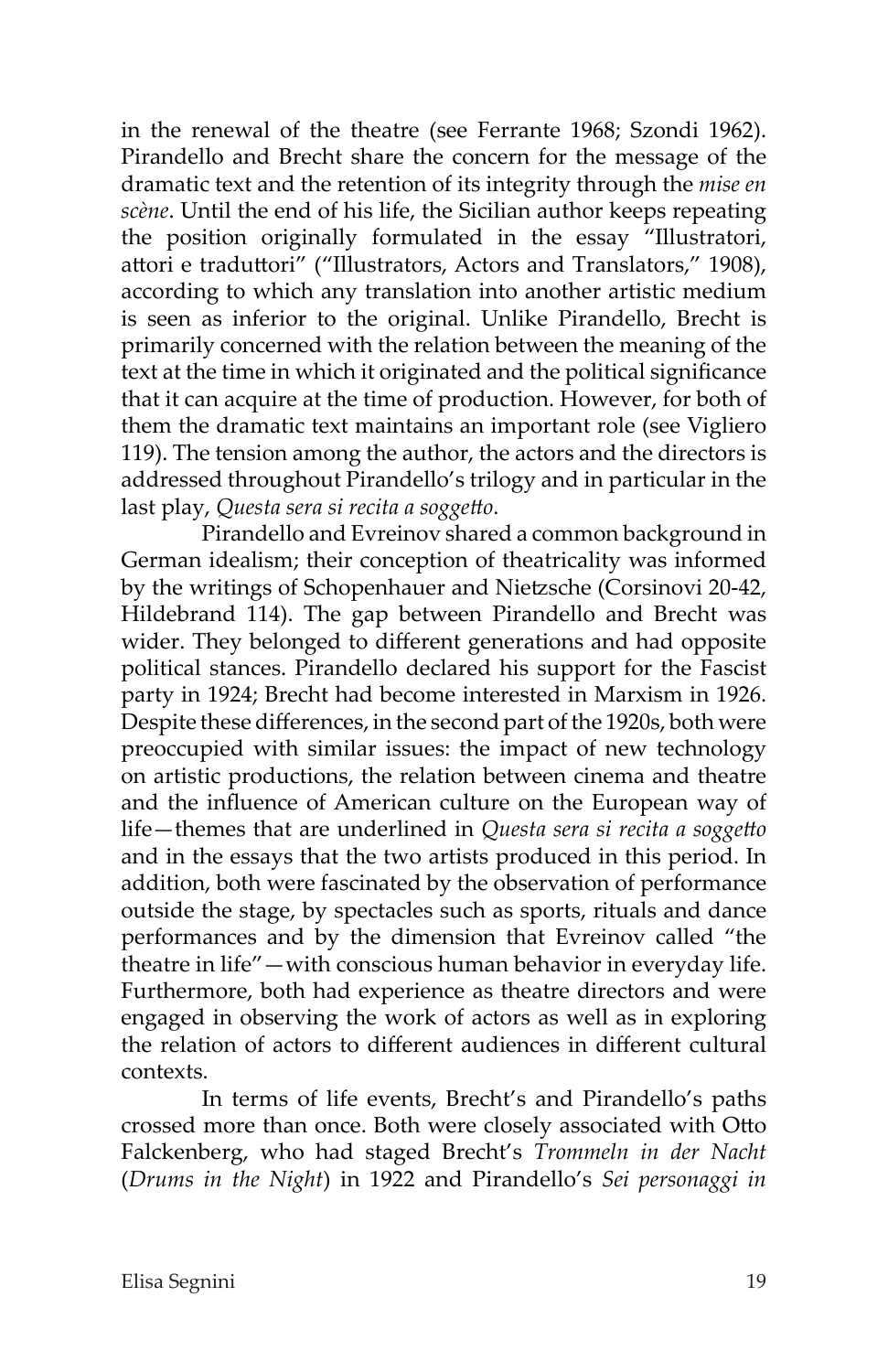in the renewal of the theatre (see Ferrante 1968; Szondi 1962). Pirandello and Brecht share the concern for the message of the dramatic text and the retention of its integrity through the *mise en scène*. Until the end of his life, the Sicilian author keeps repeating the position originally formulated in the essay "Illustratori, attori e traduttori" ("Illustrators, Actors and Translators," 1908), according to which any translation into another artistic medium is seen as inferior to the original. Unlike Pirandello, Brecht is primarily concerned with the relation between the meaning of the text at the time in which it originated and the political significance that it can acquire at the time of production. However, for both of them the dramatic text maintains an important role (see Vigliero 119). The tension among the author, the actors and the directors is addressed throughout Pirandello's trilogy and in particular in the last play, *Questa sera si recita a soggetto*.

Pirandello and Evreinov shared a common background in German idealism; their conception of theatricality was informed by the writings of Schopenhauer and Nietzsche (Corsinovi 20-42, Hildebrand 114). The gap between Pirandello and Brecht was wider. They belonged to different generations and had opposite political stances. Pirandello declared his support for the Fascist party in 1924; Brecht had become interested in Marxism in 1926. Despite these differences, in the second part of the 1920s, both were preoccupied with similar issues: the impact of new technology on artistic productions, the relation between cinema and theatre and the influence of American culture on the European way of life—themes that are underlined in *Questa sera si recita a soggetto* and in the essays that the two artists produced in this period. In addition, both were fascinated by the observation of performance outside the stage, by spectacles such as sports, rituals and dance performances and by the dimension that Evreinov called "the theatre in life"—with conscious human behavior in everyday life. Furthermore, both had experience as theatre directors and were engaged in observing the work of actors as well as in exploring the relation of actors to different audiences in different cultural contexts.

In terms of life events, Brecht's and Pirandello's paths crossed more than once. Both were closely associated with Otto Falckenberg, who had staged Brecht's *Trommeln in der Nacht* (*Drums in the Night*) in 1922 and Pirandello's *Sei personaggi in*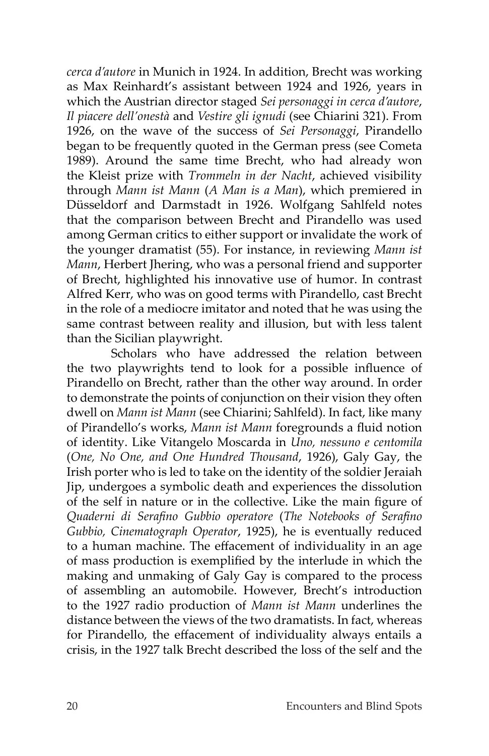*cerca d'autore* in Munich in 1924. In addition, Brecht was working as Max Reinhardt's assistant between 1924 and 1926, years in which the Austrian director staged *Sei personaggi in cerca d'autore*, *Il piacere dell'onestà* and *Vestire gli ignudi* (see Chiarini 321). From 1926, on the wave of the success of *Sei Personaggi*, Pirandello began to be frequently quoted in the German press (see Cometa 1989). Around the same time Brecht, who had already won the Kleist prize with *Trommeln in der Nacht*, achieved visibility through *Mann ist Mann* (*A Man is a Man*), which premiered in Düsseldorf and Darmstadt in 1926. Wolfgang Sahlfeld notes that the comparison between Brecht and Pirandello was used among German critics to either support or invalidate the work of the younger dramatist (55). For instance, in reviewing *Mann ist Mann*, Herbert Jhering, who was a personal friend and supporter of Brecht, highlighted his innovative use of humor. In contrast Alfred Kerr, who was on good terms with Pirandello, cast Brecht in the role of a mediocre imitator and noted that he was using the same contrast between reality and illusion, but with less talent than the Sicilian playwright.

Scholars who have addressed the relation between the two playwrights tend to look for a possible influence of Pirandello on Brecht, rather than the other way around. In order to demonstrate the points of conjunction on their vision they often dwell on *Mann ist Mann* (see Chiarini; Sahlfeld). In fact, like many of Pirandello's works, *Mann ist Mann* foregrounds a fluid notion of identity. Like Vitangelo Moscarda in *Uno, nessuno e centomila* (*One, No One, and One Hundred Thousand*, 1926), Galy Gay, the Irish porter who is led to take on the identity of the soldier Jeraiah Jip, undergoes a symbolic death and experiences the dissolution of the self in nature or in the collective. Like the main figure of *Quaderni di Serafino Gubbio operatore* (*The Notebooks of Serafino Gubbio, Cinematograph Operator*, 1925), he is eventually reduced to a human machine. The effacement of individuality in an age of mass production is exemplified by the interlude in which the making and unmaking of Galy Gay is compared to the process of assembling an automobile. However, Brecht's introduction to the 1927 radio production of *Mann ist Mann* underlines the distance between the views of the two dramatists. In fact, whereas for Pirandello, the effacement of individuality always entails a crisis, in the 1927 talk Brecht described the loss of the self and the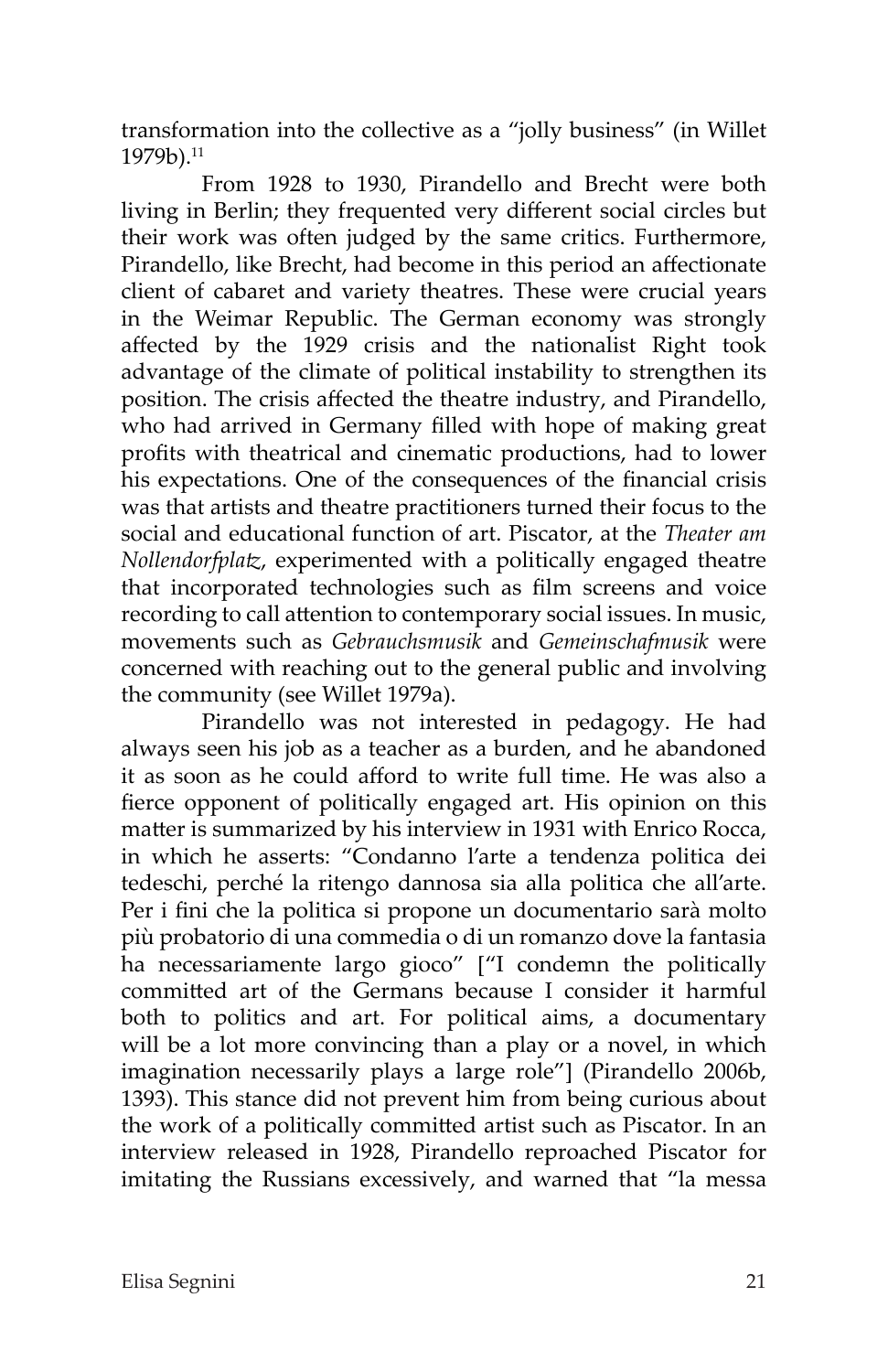transformation into the collective as a "jolly business" (in Willet 1979b).[11]

From 1928 to 1930, Pirandello and Brecht were both living in Berlin; they frequented very different social circles but their work was often judged by the same critics. Furthermore, Pirandello, like Brecht, had become in this period an affectionate client of cabaret and variety theatres. These were crucial years in the Weimar Republic. The German economy was strongly affected by the 1929 crisis and the nationalist Right took advantage of the climate of political instability to strengthen its position. The crisis affected the theatre industry, and Pirandello, who had arrived in Germany filled with hope of making great profits with theatrical and cinematic productions, had to lower his expectations. One of the consequences of the financial crisis was that artists and theatre practitioners turned their focus to the social and educational function of art. Piscator, at the *Theater am Nollendorfplatz*, experimented with a politically engaged theatre that incorporated technologies such as film screens and voice recording to call attention to contemporary social issues. In music, movements such as *Gebrauchsmusik* and *Gemeinschafmusik* were concerned with reaching out to the general public and involving the community (see Willet 1979a).

Pirandello was not interested in pedagogy. He had always seen his job as a teacher as a burden, and he abandoned it as soon as he could afford to write full time. He was also a fierce opponent of politically engaged art. His opinion on this matter is summarized by his interview in 1931 with Enrico Rocca, in which he asserts: "Condanno l'arte a tendenza politica dei tedeschi, perché la ritengo dannosa sia alla politica che all'arte. Per i fini che la politica si propone un documentario sarà molto più probatorio di una commedia o di un romanzo dove la fantasia ha necessariamente largo gioco" ["I condemn the politically committed art of the Germans because I consider it harmful both to politics and art. For political aims, a documentary will be a lot more convincing than a play or a novel, in which imagination necessarily plays a large role"] (Pirandello 2006b, 1393). This stance did not prevent him from being curious about the work of a politically committed artist such as Piscator. In an interview released in 1928, Pirandello reproached Piscator for imitating the Russians excessively, and warned that "la messa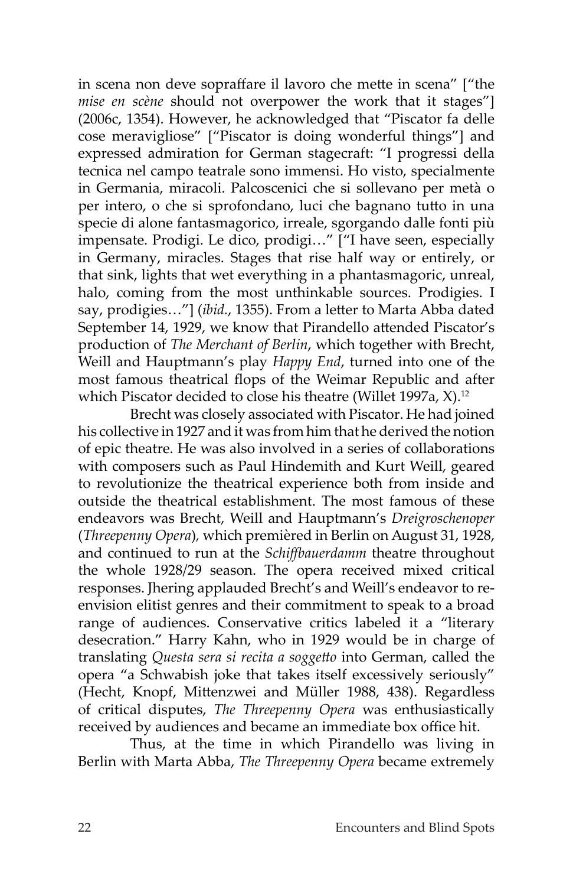in scena non deve sopraffare il lavoro che mette in scena" ["the *mise en scène* should not overpower the work that it stages"] (2006c, 1354). However, he acknowledged that "Piscator fa delle cose meravigliose" ["Piscator is doing wonderful things"] and expressed admiration for German stagecraft: "I progressi della tecnica nel campo teatrale sono immensi. Ho visto, specialmente in Germania, miracoli. Palcoscenici che si sollevano per metà o per intero, o che si sprofondano, luci che bagnano tutto in una specie di alone fantasmagorico, irreale, sgorgando dalle fonti più impensate. Prodigi. Le dico, prodigi…" ["I have seen, especially in Germany, miracles. Stages that rise half way or entirely, or that sink, lights that wet everything in a phantasmagoric, unreal, halo, coming from the most unthinkable sources. Prodigies. I say, prodigies…"] (*ibid.*, 1355). From a letter to Marta Abba dated September 14, 1929, we know that Pirandello attended Piscator's production of *The Merchant of Berlin*, which together with Brecht, Weill and Hauptmann's play *Happy End*, turned into one of the most famous theatrical flops of the Weimar Republic and after which Piscator decided to close his theatre (Willet 1997a, X).[12]

Brecht was closely associated with Piscator. He had joined his collective in 1927 and it was from him that he derived the notion of epic theatre. He was also involved in a series of collaborations with composers such as Paul Hindemith and Kurt Weill, geared to revolutionize the theatrical experience both from inside and outside the theatrical establishment. The most famous of these endeavors was Brecht, Weill and Hauptmann's *Dreigroschenoper* (*Threepenny Opera*), which premièred in Berlin on August 31, 1928, and continued to run at the *Schiffbauerdamm* theatre throughout the whole 1928/29 season. The opera received mixed critical responses. Jhering applauded Brecht's and Weill's endeavor to re-envision elitist genres and their commitment to speak to a broad range of audiences. Conservative critics labeled it a "literary desecration." Harry Kahn, who in 1929 would be in charge of translating *Questa sera si recita a soggetto* into German, called the opera "a Schwabish joke that takes itself excessively seriously" (Hecht, Knopf, Mittenzwei and Müller 1988, 438). Regardless of critical disputes, *The Threepenny Opera* was enthusiastically received by audiences and became an immediate box office hit.

Thus, at the time in which Pirandello was living in Berlin with Marta Abba, *The Threepenny Opera* became extremely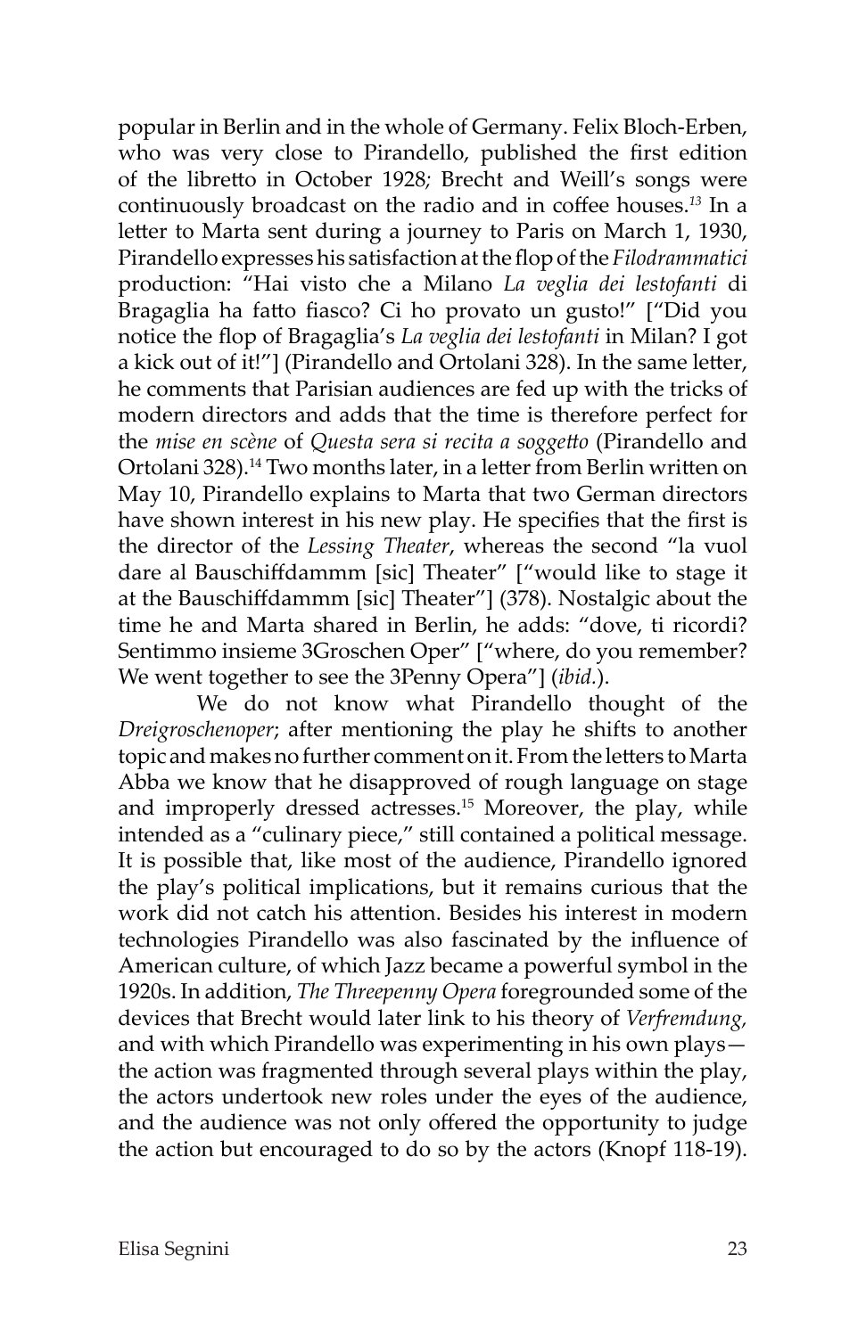popular in Berlin and in the whole of Germany. Felix Bloch-Erben, who was very close to Pirandello, published the first edition of the libretto in October 1928; Brecht and Weill's songs were continuously broadcast on the radio and in coffee houses.[13] In a letter to Marta sent during a journey to Paris on March 1, 1930, Pirandello expresses his satisfaction at the flop of the *Filodrammatici* production: "Hai visto che a Milano *La veglia dei lestofanti* di Bragaglia ha fatto fiasco? Ci ho provato un gusto!" ["Did you notice the flop of Bragaglia's *La veglia dei lestofanti* in Milan? I got a kick out of it!"] (Pirandello and Ortolani 328). In the same letter, he comments that Parisian audiences are fed up with the tricks of modern directors and adds that the time is therefore perfect for the *mise en scène* of *Questa sera si recita a soggetto* (Pirandello and Ortolani 328).[14] Two months later, in a letter from Berlin written on May 10, Pirandello explains to Marta that two German directors have shown interest in his new play. He specifies that the first is the director of the *Lessing Theater*, whereas the second "la vuol dare al Bauschiffdammm [sic] Theater" ["would like to stage it at the Bauschiffdammm [sic] Theater"] (378). Nostalgic about the time he and Marta shared in Berlin, he adds: "dove, ti ricordi? Sentimmo insieme 3Groschen Oper" ["where, do you remember? We went together to see the 3Penny Opera"] (*ibid.*).

We do not know what Pirandello thought of the *Dreigroschenoper*; after mentioning the play he shifts to another topic and makes no further comment on it. From the letters to Marta Abba we know that he disapproved of rough language on stage and improperly dressed actresses.[15] Moreover, the play, while intended as a "culinary piece," still contained a political message. It is possible that, like most of the audience, Pirandello ignored the play's political implications, but it remains curious that the work did not catch his attention. Besides his interest in modern technologies Pirandello was also fascinated by the influence of American culture, of which Jazz became a powerful symbol in the 1920s. In addition, *The Threepenny Opera* foregrounded some of the devices that Brecht would later link to his theory of *Verfremdung,* and with which Pirandello was experimenting in his own plays—the action was fragmented through several plays within the play, the actors undertook new roles under the eyes of the audience, and the audience was not only offered the opportunity to judge the action but encouraged to do so by the actors (Knopf 118-19).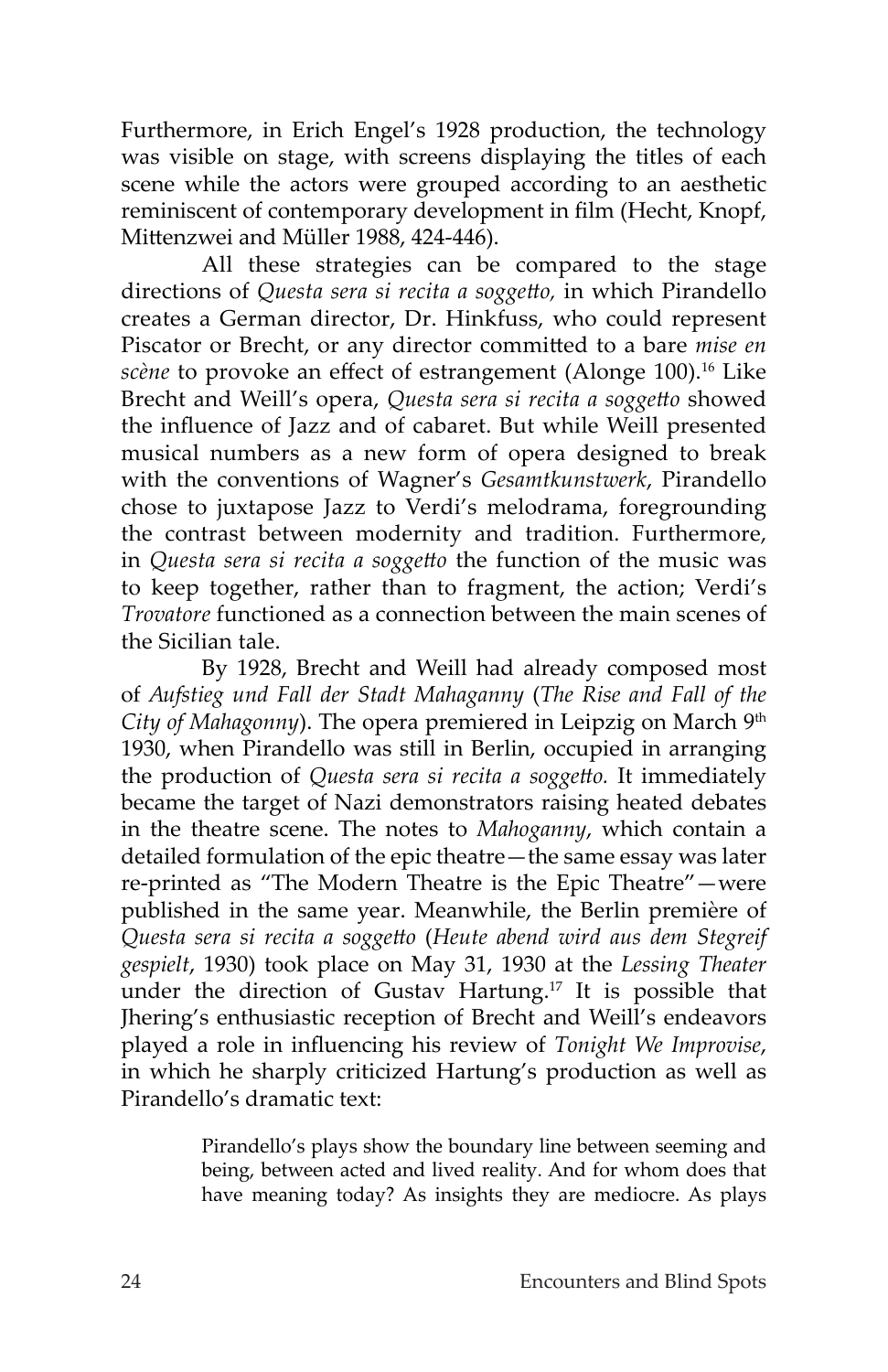Furthermore, in Erich Engel's 1928 production, the technology was visible on stage, with screens displaying the titles of each scene while the actors were grouped according to an aesthetic reminiscent of contemporary development in film (Hecht, Knopf, Mittenzwei and Müller 1988, 424-446).

All these strategies can be compared to the stage directions of *Questa sera si recita a soggetto,* in which Pirandello creates a German director, Dr. Hinkfuss, who could represent Piscator or Brecht, or any director committed to a bare *mise en scène* to provoke an effect of estrangement (Alonge 100).[16] Like Brecht and Weill's opera, *Questa sera si recita a soggetto* showed the influence of Jazz and of cabaret. But while Weill presented musical numbers as a new form of opera designed to break with the conventions of Wagner's *Gesamtkunstwerk*, Pirandello chose to juxtapose Jazz to Verdi's melodrama, foregrounding the contrast between modernity and tradition. Furthermore, in *Questa sera si recita a soggetto* the function of the music was to keep together, rather than to fragment, the action; Verdi's *Trovatore* functioned as a connection between the main scenes of the Sicilian tale.

By 1928, Brecht and Weill had already composed most of *Aufstieg und Fall der Stadt Mahaganny* (*The Rise and Fall of the City of Mahagonny*). The opera premiered in Leipzig on March 9th 1930, when Pirandello was still in Berlin, occupied in arranging the production of *Questa sera si recita a soggetto.* It immediately became the target of Nazi demonstrators raising heated debates in the theatre scene. The notes to *Mahoganny*, which contain a detailed formulation of the epic theatre—the same essay was later re-printed as "The Modern Theatre is the Epic Theatre"—were published in the same year. Meanwhile, the Berlin première of *Questa sera si recita a soggetto* (*Heute abend wird aus dem Stegreif gespielt*, 1930) took place on May 31, 1930 at the *Lessing Theater* under the direction of Gustav Hartung.[17] It is possible that Jhering's enthusiastic reception of Brecht and Weill's endeavors played a role in influencing his review of *Tonight We Improvise*, in which he sharply criticized Hartung's production as well as Pirandello's dramatic text:

> Pirandello's plays show the boundary line between seeming and being, between acted and lived reality. And for whom does that have meaning today? As insights they are mediocre. As plays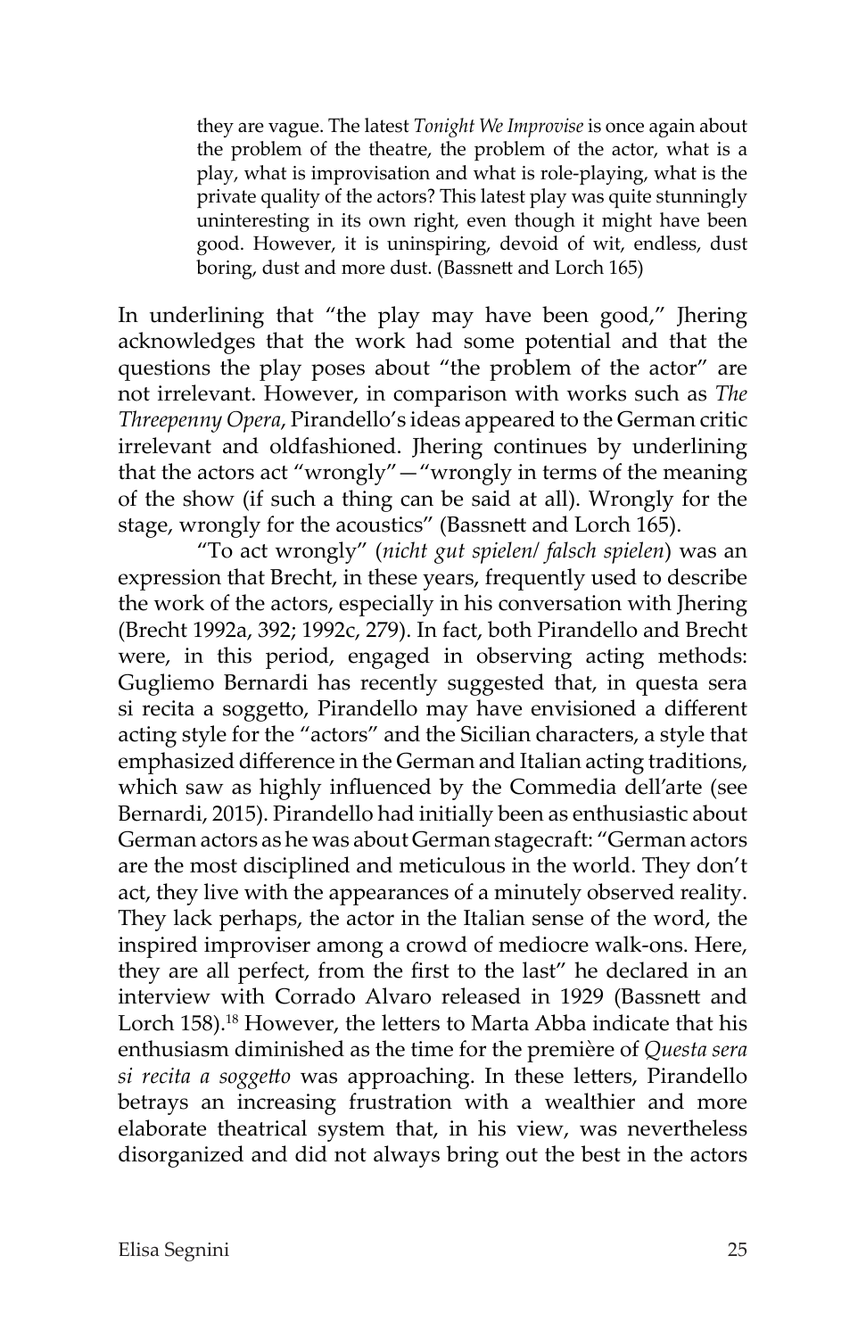> they are vague. The latest *Tonight We Improvise* is once again about the problem of the theatre, the problem of the actor, what is a play, what is improvisation and what is role-playing, what is the private quality of the actors? This latest play was quite stunningly uninteresting in its own right, even though it might have been good. However, it is uninspiring, devoid of wit, endless, dust boring, dust and more dust. (Bassnett and Lorch 165)

In underlining that "the play may have been good," Jhering acknowledges that the work had some potential and that the questions the play poses about "the problem of the actor" are not irrelevant. However, in comparison with works such as *The Threepenny Opera*, Pirandello's ideas appeared to the German critic irrelevant and oldfashioned. Jhering continues by underlining that the actors act "wrongly"—"wrongly in terms of the meaning of the show (if such a thing can be said at all). Wrongly for the stage, wrongly for the acoustics" (Bassnett and Lorch 165).

"To act wrongly" (*nicht gut spielen/ falsch spielen*) was an expression that Brecht, in these years, frequently used to describe the work of the actors, especially in his conversation with Jhering (Brecht 1992a, 392; 1992c, 279). In fact, both Pirandello and Brecht were, in this period, engaged in observing acting methods: Gugliemo Bernardi has recently suggested that, in questa sera si recita a soggetto, Pirandello may have envisioned a different acting style for the "actors" and the Sicilian characters, a style that emphasized difference in the German and Italian acting traditions, which saw as highly influenced by the Commedia dell'arte (see Bernardi, 2015). Pirandello had initially been as enthusiastic about German actors as he was about German stagecraft: "German actors are the most disciplined and meticulous in the world. They don't act, they live with the appearances of a minutely observed reality. They lack perhaps, the actor in the Italian sense of the word, the inspired improviser among a crowd of mediocre walk-ons. Here, they are all perfect, from the first to the last" he declared in an interview with Corrado Alvaro released in 1929 (Bassnett and Lorch 158).[18] However, the letters to Marta Abba indicate that his enthusiasm diminished as the time for the première of *Questa sera si recita a soggetto* was approaching. In these letters, Pirandello betrays an increasing frustration with a wealthier and more elaborate theatrical system that, in his view, was nevertheless disorganized and did not always bring out the best in the actors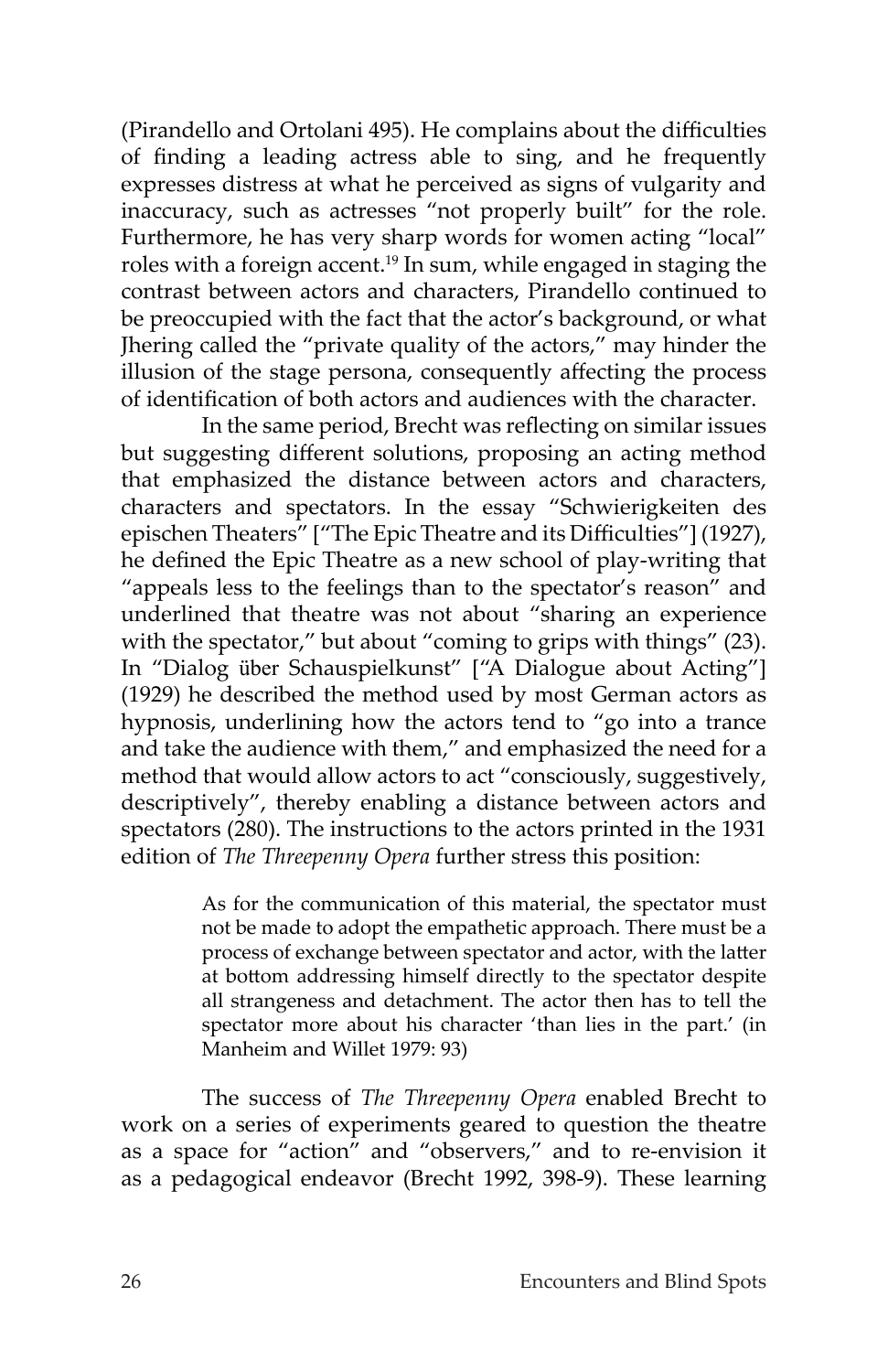(Pirandello and Ortolani 495). He complains about the difficulties of finding a leading actress able to sing, and he frequently expresses distress at what he perceived as signs of vulgarity and inaccuracy, such as actresses "not properly built" for the role. Furthermore, he has very sharp words for women acting "local" roles with a foreign accent.[19] In sum, while engaged in staging the contrast between actors and characters, Pirandello continued to be preoccupied with the fact that the actor's background, or what Jhering called the "private quality of the actors," may hinder the illusion of the stage persona, consequently affecting the process of identification of both actors and audiences with the character.

In the same period, Brecht was reflecting on similar issues but suggesting different solutions, proposing an acting method that emphasized the distance between actors and characters, characters and spectators. In the essay "Schwierigkeiten des epischen Theaters" ["The Epic Theatre and its Difficulties"] (1927), he defined the Epic Theatre as a new school of play-writing that "appeals less to the feelings than to the spectator's reason" and underlined that theatre was not about "sharing an experience with the spectator," but about "coming to grips with things" (23). In "Dialog über Schauspielkunst" ["A Dialogue about Acting"] (1929) he described the method used by most German actors as hypnosis, underlining how the actors tend to "go into a trance and take the audience with them," and emphasized the need for a method that would allow actors to act "consciously, suggestively, descriptively", thereby enabling a distance between actors and spectators (280). The instructions to the actors printed in the 1931 edition of *The Threepenny Opera* further stress this position:

> As for the communication of this material, the spectator must not be made to adopt the empathetic approach. There must be a process of exchange between spectator and actor, with the latter at bottom addressing himself directly to the spectator despite all strangeness and detachment. The actor then has to tell the spectator more about his character 'than lies in the part.' (in Manheim and Willet 1979: 93)

The success of *The Threepenny Opera* enabled Brecht to work on a series of experiments geared to question the theatre as a space for "action" and "observers," and to re-envision it as a pedagogical endeavor (Brecht 1992, 398-9). These learning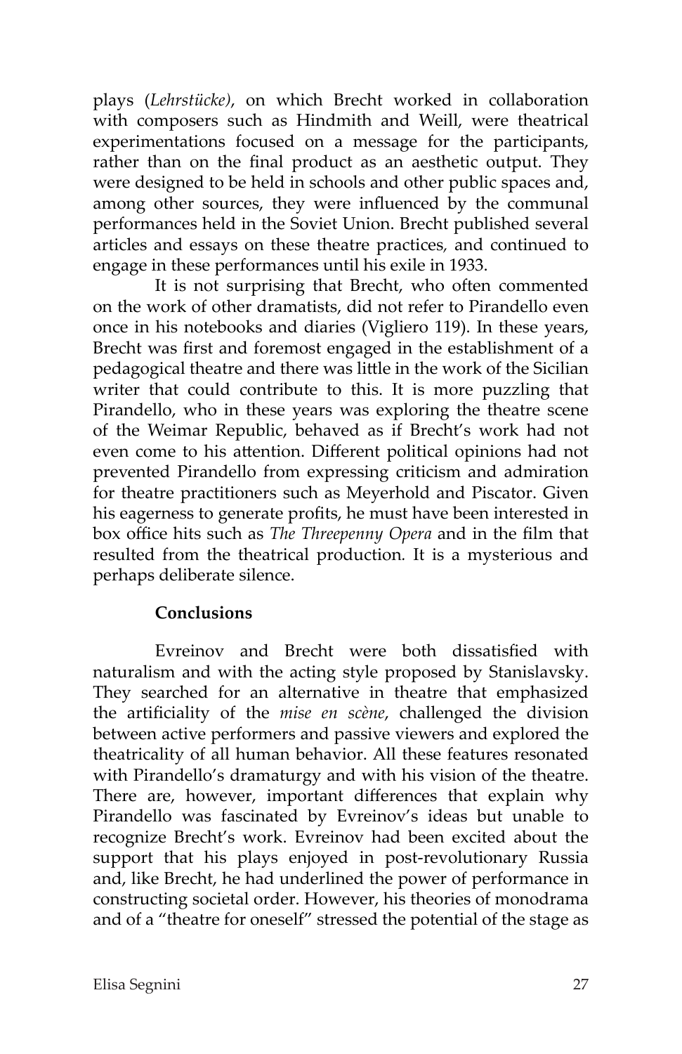plays (*Lehrstücke)*, on which Brecht worked in collaboration with composers such as Hindmith and Weill, were theatrical experimentations focused on a message for the participants, rather than on the final product as an aesthetic output. They were designed to be held in schools and other public spaces and, among other sources, they were influenced by the communal performances held in the Soviet Union. Brecht published several articles and essays on these theatre practices, and continued to engage in these performances until his exile in 1933.

It is not surprising that Brecht, who often commented on the work of other dramatists, did not refer to Pirandello even once in his notebooks and diaries (Vigliero 119). In these years, Brecht was first and foremost engaged in the establishment of a pedagogical theatre and there was little in the work of the Sicilian writer that could contribute to this. It is more puzzling that Pirandello, who in these years was exploring the theatre scene of the Weimar Republic, behaved as if Brecht's work had not even come to his attention. Different political opinions had not prevented Pirandello from expressing criticism and admiration for theatre practitioners such as Meyerhold and Piscator. Given his eagerness to generate profits, he must have been interested in box office hits such as *The Threepenny Opera* and in the film that resulted from the theatrical production. It is a mysterious and perhaps deliberate silence.

## Conclusions

Evreinov and Brecht were both dissatisfied with naturalism and with the acting style proposed by Stanislavsky. They searched for an alternative in theatre that emphasized the artificiality of the *mise en scène*, challenged the division between active performers and passive viewers and explored the theatricality of all human behavior. All these features resonated with Pirandello's dramaturgy and with his vision of the theatre. There are, however, important differences that explain why Pirandello was fascinated by Evreinov's ideas but unable to recognize Brecht's work. Evreinov had been excited about the support that his plays enjoyed in post-revolutionary Russia and, like Brecht, he had underlined the power of performance in constructing societal order. However, his theories of monodrama and of a "theatre for oneself" stressed the potential of the stage as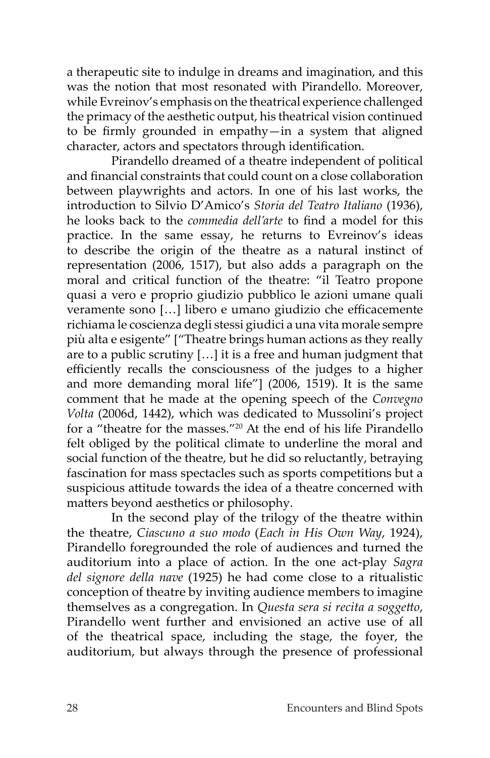a therapeutic site to indulge in dreams and imagination, and this was the notion that most resonated with Pirandello. Moreover, while Evreinov's emphasis on the theatrical experience challenged the primacy of the aesthetic output, his theatrical vision continued to be firmly grounded in empathy—in a system that aligned character, actors and spectators through identification.

Pirandello dreamed of a theatre independent of political and financial constraints that could count on a close collaboration between playwrights and actors. In one of his last works, the introduction to Silvio D'Amico's *Storia del Teatro Italiano* (1936), he looks back to the *commedia dell'arte* to find a model for this practice. In the same essay, he returns to Evreinov's ideas to describe the origin of the theatre as a natural instinct of representation (2006, 1517), but also adds a paragraph on the moral and critical function of the theatre: "il Teatro propone quasi a vero e proprio giudizio pubblico le azioni umane quali veramente sono […] libero e umano giudizio che efficacemente richiama le coscienza degli stessi giudici a una vita morale sempre più alta e esigente" ["Theatre brings human actions as they really are to a public scrutiny […] it is a free and human judgment that efficiently recalls the consciousness of the judges to a higher and more demanding moral life"] (2006, 1519). It is the same comment that he made at the opening speech of the *Convegno Volta* (2006d, 1442), which was dedicated to Mussolini's project for a "theatre for the masses."[20] At the end of his life Pirandello felt obliged by the political climate to underline the moral and social function of the theatre, but he did so reluctantly, betraying fascination for mass spectacles such as sports competitions but a suspicious attitude towards the idea of a theatre concerned with matters beyond aesthetics or philosophy.

In the second play of the trilogy of the theatre within the theatre, *Ciascuno a suo modo* (*Each in His Own Way*, 1924), Pirandello foregrounded the role of audiences and turned the auditorium into a place of action. In the one act-play *Sagra del signore della nave* (1925) he had come close to a ritualistic conception of theatre by inviting audience members to imagine themselves as a congregation. In *Questa sera si recita a soggetto*, Pirandello went further and envisioned an active use of all of the theatrical space, including the stage, the foyer, the auditorium, but always through the presence of professional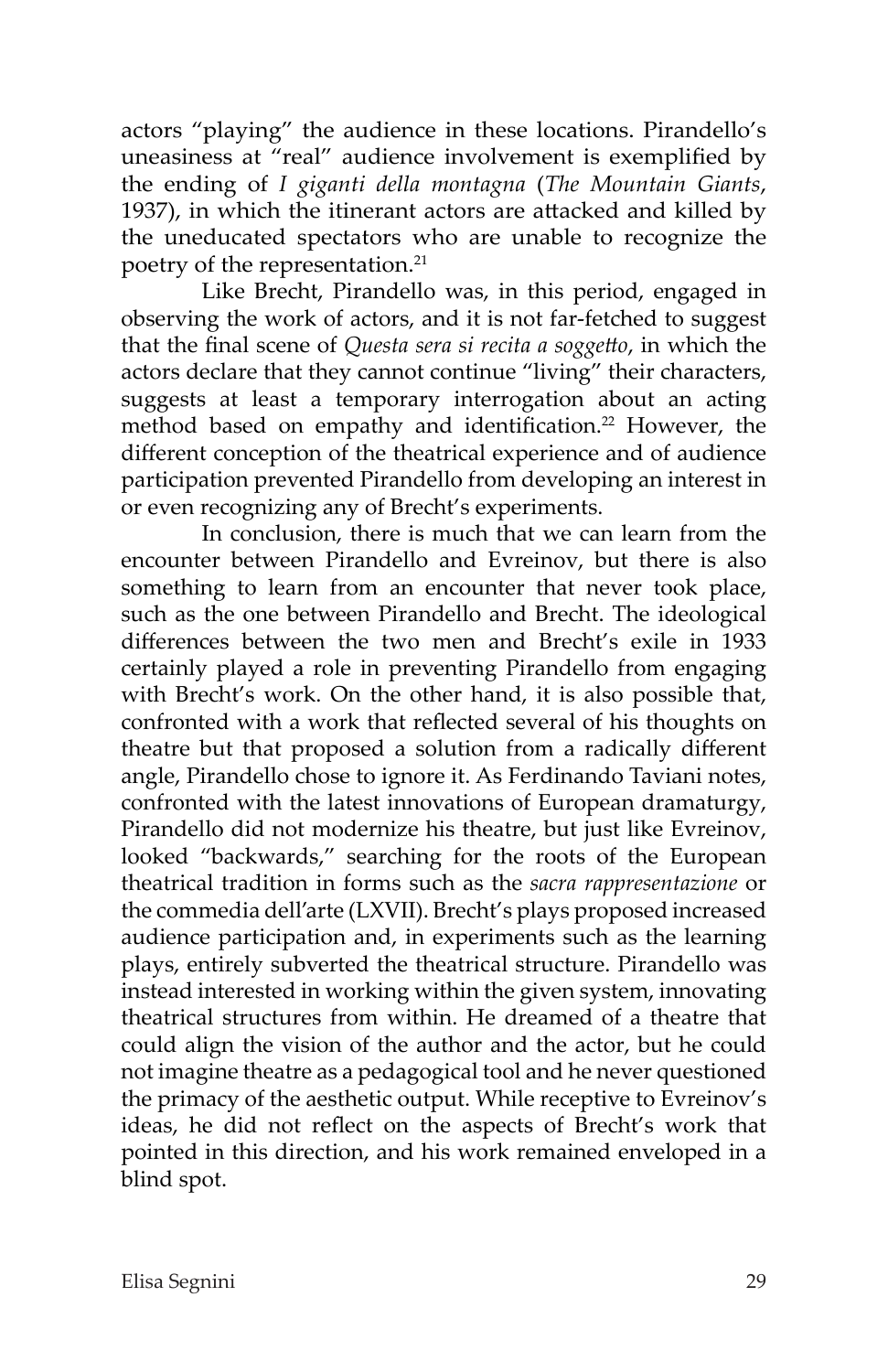actors "playing" the audience in these locations. Pirandello's uneasiness at "real" audience involvement is exemplified by the ending of *I giganti della montagna* (*The Mountain Giants*, 1937), in which the itinerant actors are attacked and killed by the uneducated spectators who are unable to recognize the poetry of the representation.[21]

Like Brecht, Pirandello was, in this period, engaged in observing the work of actors, and it is not far-fetched to suggest that the final scene of *Questa sera si recita a soggetto*, in which the actors declare that they cannot continue "living" their characters, suggests at least a temporary interrogation about an acting method based on empathy and identification.[22] However, the different conception of the theatrical experience and of audience participation prevented Pirandello from developing an interest in or even recognizing any of Brecht's experiments.

In conclusion, there is much that we can learn from the encounter between Pirandello and Evreinov, but there is also something to learn from an encounter that never took place, such as the one between Pirandello and Brecht. The ideological differences between the two men and Brecht's exile in 1933 certainly played a role in preventing Pirandello from engaging with Brecht's work. On the other hand, it is also possible that, confronted with a work that reflected several of his thoughts on theatre but that proposed a solution from a radically different angle, Pirandello chose to ignore it. As Ferdinando Taviani notes, confronted with the latest innovations of European dramaturgy, Pirandello did not modernize his theatre, but just like Evreinov, looked "backwards," searching for the roots of the European theatrical tradition in forms such as the *sacra rappresentazione* or the commedia dell'arte (LXVII). Brecht's plays proposed increased audience participation and, in experiments such as the learning plays, entirely subverted the theatrical structure. Pirandello was instead interested in working within the given system, innovating theatrical structures from within. He dreamed of a theatre that could align the vision of the author and the actor, but he could not imagine theatre as a pedagogical tool and he never questioned the primacy of the aesthetic output. While receptive to Evreinov's ideas, he did not reflect on the aspects of Brecht's work that pointed in this direction, and his work remained enveloped in a blind spot.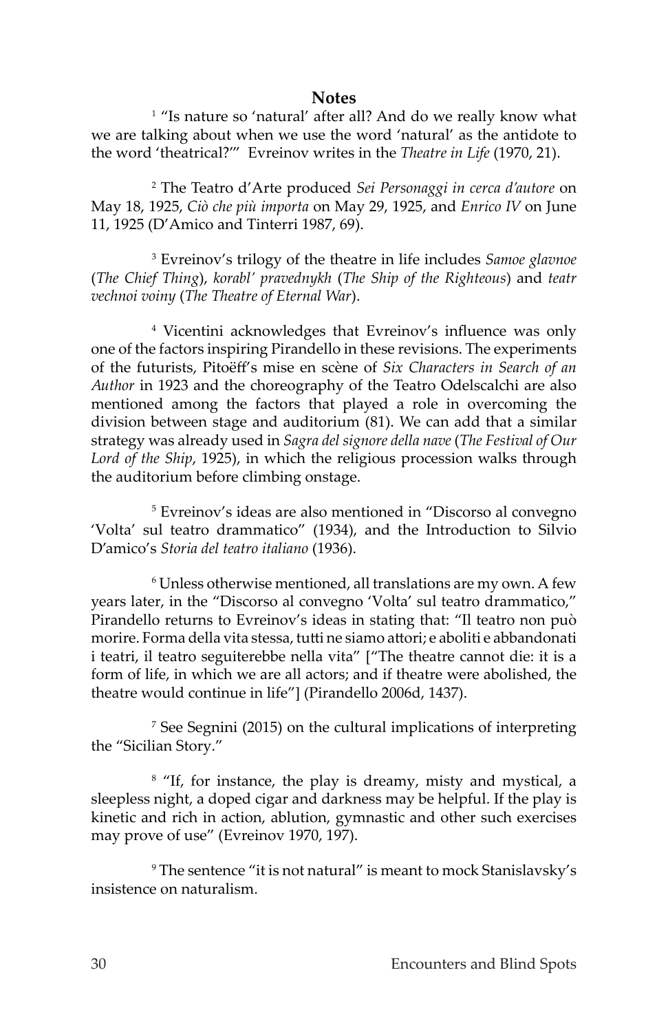## Notes

[1] "Is nature so 'natural' after all? And do we really know what we are talking about when we use the word 'natural' as the antidote to the word 'theatrical?'" Evreinov writes in the *Theatre in Life* (1970, 21).

[2] The Teatro d'Arte produced *Sei Personaggi in cerca d'autore* on May 18, 1925, *Ciò che più importa* on May 29, 1925, and *Enrico IV* on June 11, 1925 (D'Amico and Tinterri 1987, 69).

[3] Evreinov's trilogy of the theatre in life includes *Samoe glavnoe* (*The Chief Thing*), *korabl' pravednykh* (*The Ship of the Righteous*) and *teatr vechnoi voiny* (*The Theatre of Eternal War*).

[4] Vicentini acknowledges that Evreinov's influence was only one of the factors inspiring Pirandello in these revisions. The experiments of the futurists, Pitoëff's mise en scène of *Six Characters in Search of an Author* in 1923 and the choreography of the Teatro Odelscalchi are also mentioned among the factors that played a role in overcoming the division between stage and auditorium (81). We can add that a similar strategy was already used in *Sagra del signore della nave* (*The Festival of Our Lord of the Ship*, 1925), in which the religious procession walks through the auditorium before climbing onstage.

[5] Evreinov's ideas are also mentioned in "Discorso al convegno 'Volta' sul teatro drammatico" (1934), and the Introduction to Silvio D'amico's *Storia del teatro italiano* (1936).

[6] Unless otherwise mentioned, all translations are my own. A few years later, in the "Discorso al convegno 'Volta' sul teatro drammatico," Pirandello returns to Evreinov's ideas in stating that: "Il teatro non può morire. Forma della vita stessa, tutti ne siamo attori; e aboliti e abbandonati i teatri, il teatro seguiterebbe nella vita" ["The theatre cannot die: it is a form of life, in which we are all actors; and if theatre were abolished, the theatre would continue in life"] (Pirandello 2006d, 1437).

[7] See Segnini (2015) on the cultural implications of interpreting the "Sicilian Story."

[8] "If, for instance, the play is dreamy, misty and mystical, a sleepless night, a doped cigar and darkness may be helpful. If the play is kinetic and rich in action, ablution, gymnastic and other such exercises may prove of use" (Evreinov 1970, 197).

[9] The sentence "it is not natural" is meant to mock Stanislavsky's insistence on naturalism.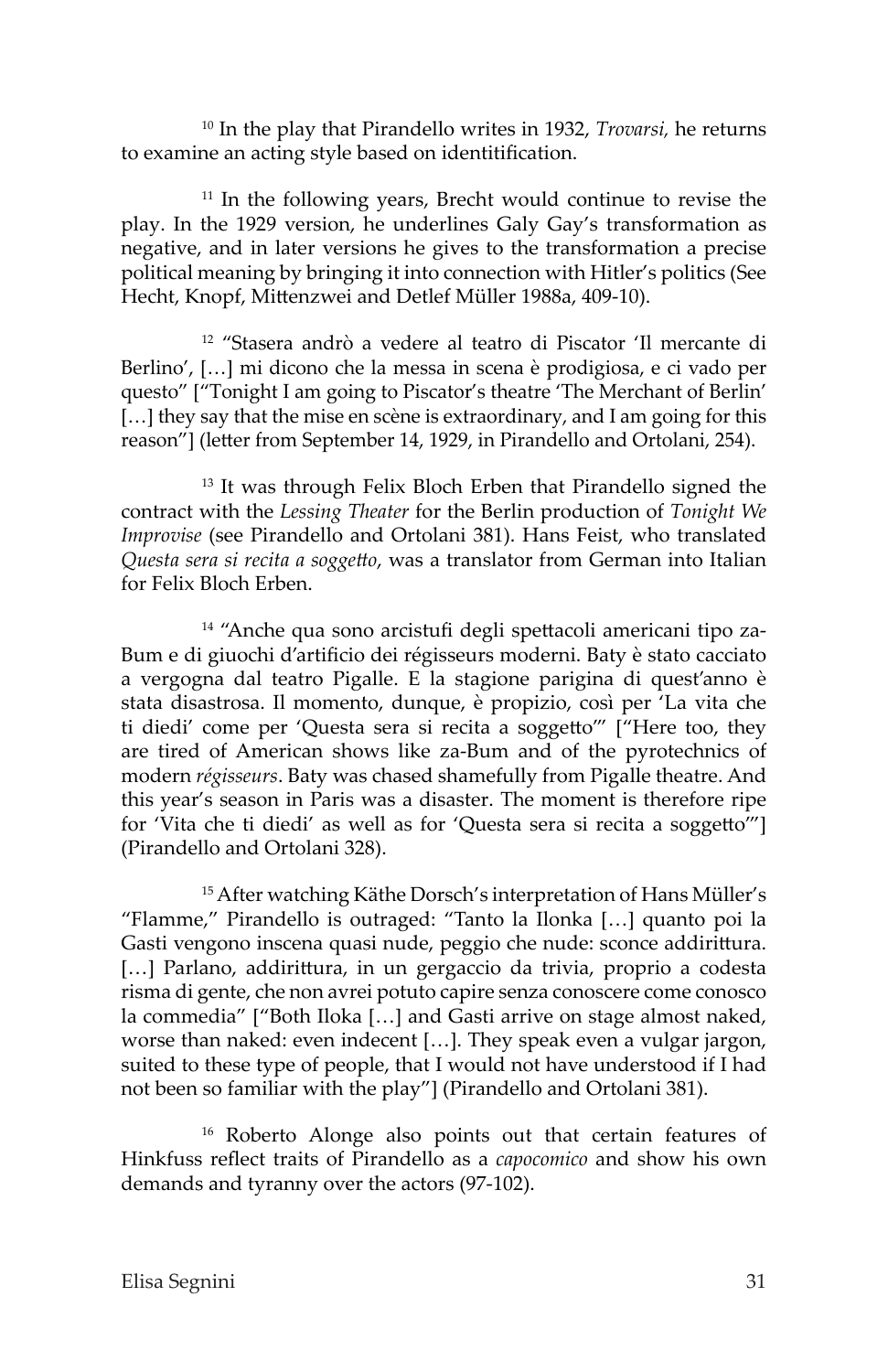[10] In the play that Pirandello writes in 1932, *Trovarsi,* he returns to examine an acting style based on identitification.

[11] In the following years, Brecht would continue to revise the play. In the 1929 version, he underlines Galy Gay's transformation as negative, and in later versions he gives to the transformation a precise political meaning by bringing it into connection with Hitler's politics (See Hecht, Knopf, Mittenzwei and Detlef Müller 1988a, 409-10).

[12] "Stasera andrò a vedere al teatro di Piscator 'Il mercante di Berlino', […] mi dicono che la messa in scena è prodigiosa, e ci vado per questo" ["Tonight I am going to Piscator's theatre 'The Merchant of Berlin' […] they say that the mise en scène is extraordinary, and I am going for this reason"] (letter from September 14, 1929, in Pirandello and Ortolani, 254).

[13] It was through Felix Bloch Erben that Pirandello signed the contract with the *Lessing Theater* for the Berlin production of *Tonight We Improvise* (see Pirandello and Ortolani 381). Hans Feist, who translated *Questa sera si recita a soggetto*, was a translator from German into Italian for Felix Bloch Erben.

[14] "Anche qua sono arcistufi degli spettacoli americani tipo za-Bum e di giuochi d'artificio dei régisseurs moderni. Baty è stato cacciato a vergogna dal teatro Pigalle. E la stagione parigina di quest'anno è stata disastrosa. Il momento, dunque, è propizio, così per 'La vita che ti diedi' come per 'Questa sera si recita a soggetto'" ["Here too, they are tired of American shows like za-Bum and of the pyrotechnics of modern *régisseurs*. Baty was chased shamefully from Pigalle theatre. And this year's season in Paris was a disaster. The moment is therefore ripe for 'Vita che ti diedi' as well as for 'Questa sera si recita a soggetto'"] (Pirandello and Ortolani 328).

[15] After watching Käthe Dorsch's interpretation of Hans Müller's "Flamme," Pirandello is outraged: "Tanto la Ilonka […] quanto poi la Gasti vengono inscena quasi nude, peggio che nude: sconce addirittura. […] Parlano, addirittura, in un gergaccio da trivia, proprio a codesta risma di gente, che non avrei potuto capire senza conoscere come conosco la commedia" ["Both Iloka […] and Gasti arrive on stage almost naked, worse than naked: even indecent […]. They speak even a vulgar jargon, suited to these type of people, that I would not have understood if I had not been so familiar with the play"] (Pirandello and Ortolani 381).

[16] Roberto Alonge also points out that certain features of Hinkfuss reflect traits of Pirandello as a *capocomico* and show his own demands and tyranny over the actors (97-102).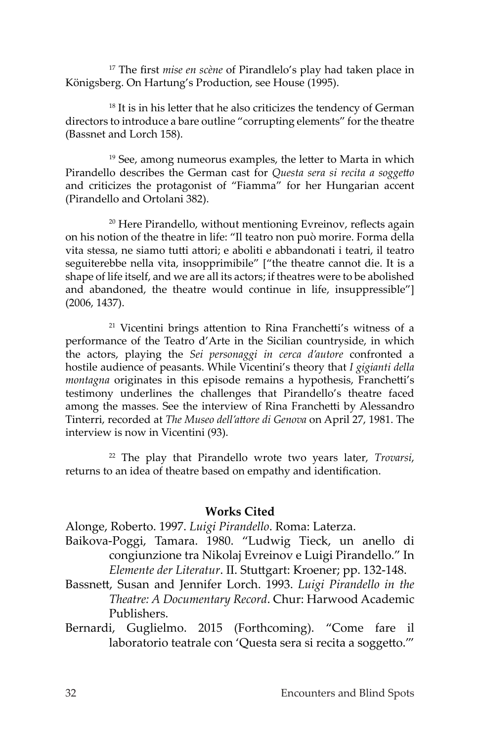[17] The first *mise en scène* of Pirandlelo's play had taken place in Königsberg. On Hartung's Production, see House (1995).

[18] It is in his letter that he also criticizes the tendency of German directors to introduce a bare outline "corrupting elements" for the theatre (Bassnet and Lorch 158).

[19] See, among numeorus examples, the letter to Marta in which Pirandello describes the German cast for *Questa sera si recita a soggetto* and criticizes the protagonist of "Fiamma" for her Hungarian accent (Pirandello and Ortolani 382).

[20] Here Pirandello, without mentioning Evreinov, reflects again on his notion of the theatre in life: "Il teatro non può morire. Forma della vita stessa, ne siamo tutti attori; e aboliti e abbandonati i teatri, il teatro seguiterebbe nella vita, insopprimibile" ["the theatre cannot die. It is a shape of life itself, and we are all its actors; if theatres were to be abolished and abandoned, the theatre would continue in life, insuppressible"] (2006, 1437).

[21] Vicentini brings attention to Rina Franchetti's witness of a performance of the Teatro d'Arte in the Sicilian countryside, in which the actors, playing the *Sei personaggi in cerca d'autore* confronted a hostile audience of peasants. While Vicentini's theory that *I gigianti della montagna* originates in this episode remains a hypothesis, Franchetti's testimony underlines the challenges that Pirandello's theatre faced among the masses. See the interview of Rina Franchetti by Alessandro Tinterri, recorded at *The Museo dell'attore di Genova* on April 27, 1981. The interview is now in Vicentini (93).

[22] The play that Pirandello wrote two years later, *Trovarsi*, returns to an idea of theatre based on empathy and identification.

## Works Cited

Alonge, Roberto. 1997. *Luigi Pirandello*. Roma: Laterza.

Baikova-Poggi, Tamara. 1980. "Ludwig Tieck, un anello di congiunzione tra Nikolaj Evreinov e Luigi Pirandello." In *Elemente der Literatur*. II. Stuttgart: Kroener; pp. 132-148.

Bassnett, Susan and Jennifer Lorch. 1993. *Luigi Pirandello in the Theatre: A Documentary Record*. Chur: Harwood Academic Publishers.

Bernardi, Guglielmo. 2015 (Forthcoming). "Come fare il laboratorio teatrale con 'Questa sera si recita a soggetto.'"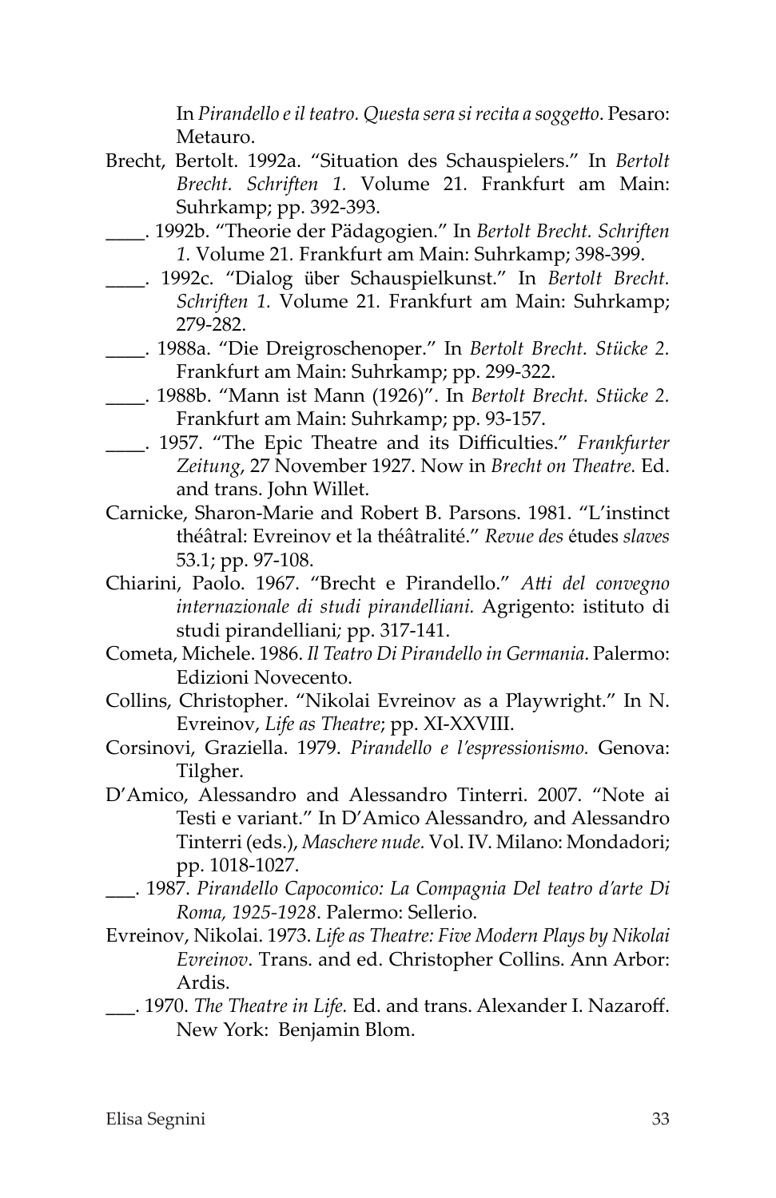In *Pirandello e il teatro. Questa sera si recita a soggetto*. Pesaro: Metauro.

Brecht, Bertolt. 1992a. "Situation des Schauspielers." In *Bertolt Brecht. Schriften 1.* Volume 21. Frankfurt am Main: Suhrkamp; pp. 392-393.

____. 1992b. "Theorie der Pädagogien." In *Bertolt Brecht. Schriften 1.* Volume 21. Frankfurt am Main: Suhrkamp; 398-399.

____. 1992c. "Dialog über Schauspielkunst." In *Bertolt Brecht. Schriften 1.* Volume 21. Frankfurt am Main: Suhrkamp; 279-282.

____. 1988a. "Die Dreigroschenoper." In *Bertolt Brecht. Stücke 2.* Frankfurt am Main: Suhrkamp; pp. 299-322.

____. 1988b. "Mann ist Mann (1926)". In *Bertolt Brecht. Stücke 2.* Frankfurt am Main: Suhrkamp; pp. 93-157.

____. 1957. "The Epic Theatre and its Difficulties." *Frankfurter Zeitung*, 27 November 1927. Now in *Brecht on Theatre.* Ed. and trans. John Willet.

Carnicke, Sharon-Marie and Robert B. Parsons. 1981. "L'instinct théâtral: Evreinov et la théâtralité." *Revue des* études *slaves* 53.1; pp. 97-108.

Chiarini, Paolo. 1967. "Brecht e Pirandello." *Atti del convegno internazionale di studi pirandelliani.* Agrigento: istituto di studi pirandelliani; pp. 317-141.

Cometa, Michele. 1986. *Il Teatro Di Pirandello in Germania*. Palermo: Edizioni Novecento.

Collins, Christopher. "Nikolai Evreinov as a Playwright." In N. Evreinov, *Life as Theatre*; pp. XI-XXVIII.

Corsinovi, Graziella. 1979. *Pirandello e l'espressionismo.* Genova: Tilgher.

D'Amico, Alessandro and Alessandro Tinterri. 2007. "Note ai Testi e variant." In D'Amico Alessandro, and Alessandro Tinterri (eds.), *Maschere nude.* Vol. IV. Milano: Mondadori; pp. 1018-1027.

___. 1987. *Pirandello Capocomico: La Compagnia Del teatro d'arte Di Roma, 1925-1928*. Palermo: Sellerio.

Evreinov, Nikolai. 1973. *Life as Theatre: Five Modern Plays by Nikolai Evreinov*. Trans. and ed. Christopher Collins. Ann Arbor: Ardis.

___. 1970. *The Theatre in Life.* Ed. and trans. Alexander I. Nazaroff. New York: Benjamin Blom.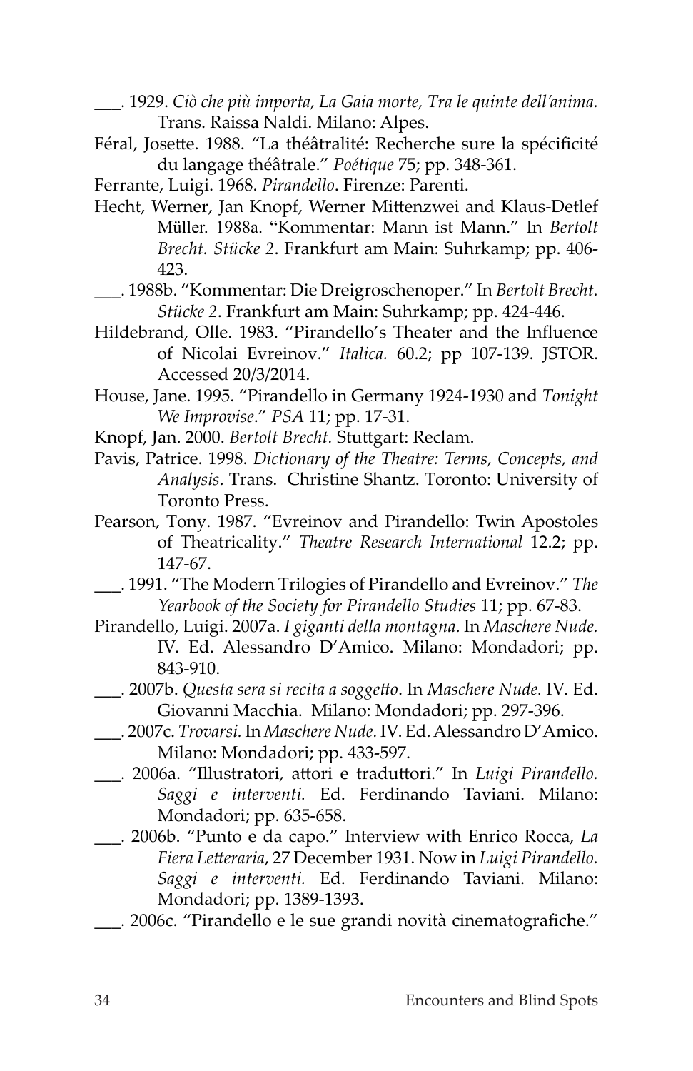___. 1929. *Ciò che più importa, La Gaia morte, Tra le quinte dell'anima.* Trans. Raissa Naldi. Milano: Alpes.

Féral, Josette. 1988. "La théâtralité: Recherche sure la spécificité du langage théâtrale." *Poétique* 75; pp. 348-361.

Ferrante, Luigi. 1968. *Pirandello*. Firenze: Parenti.

Hecht, Werner, Jan Knopf, Werner Mittenzwei and Klaus-Detlef Müller. 1988a. "Kommentar: Mann ist Mann." In *Bertolt Brecht. Stücke 2*. Frankfurt am Main: Suhrkamp; pp. 406-423.

___. 1988b. "Kommentar: Die Dreigroschenoper." In *Bertolt Brecht. Stücke 2*. Frankfurt am Main: Suhrkamp; pp. 424-446.

Hildebrand, Olle. 1983. "Pirandello's Theater and the Influence of Nicolai Evreinov." *Italica.* 60.2; pp 107-139. JSTOR. Accessed 20/3/2014.

House, Jane. 1995. "Pirandello in Germany 1924-1930 and *Tonight We Improvise*." *PSA* 11; pp. 17-31.

Knopf, Jan. 2000. *Bertolt Brecht.* Stuttgart: Reclam.

Pavis, Patrice. 1998. *Dictionary of the Theatre: Terms, Concepts, and Analysis*. Trans. Christine Shantz. Toronto: University of Toronto Press.

Pearson, Tony. 1987. "Evreinov and Pirandello: Twin Apostoles of Theatricality." *Theatre Research International* 12.2; pp. 147-67.

___. 1991. "The Modern Trilogies of Pirandello and Evreinov." *The Yearbook of the Society for Pirandello Studies* 11; pp. 67-83.

Pirandello, Luigi. 2007a. *I giganti della montagna*. In *Maschere Nude.* IV. Ed. Alessandro D'Amico. Milano: Mondadori; pp. 843-910.

___. 2007b. *Questa sera si recita a soggetto*. In *Maschere Nude.* IV. Ed. Giovanni Macchia. Milano: Mondadori; pp. 297-396.

___. 2007c. *Trovarsi.* In *Maschere Nude.* IV. Ed. Alessandro D'Amico. Milano: Mondadori; pp. 433-597.

___. 2006a. "Illustratori, attori e traduttori." In *Luigi Pirandello. Saggi e interventi.* Ed. Ferdinando Taviani. Milano: Mondadori; pp. 635-658.

___. 2006b. "Punto e da capo." Interview with Enrico Rocca, *La Fiera Letteraria*, 27 December 1931. Now in *Luigi Pirandello. Saggi e interventi.* Ed. Ferdinando Taviani. Milano: Mondadori; pp. 1389-1393.

___. 2006c. "Pirandello e le sue grandi novità cinematografiche."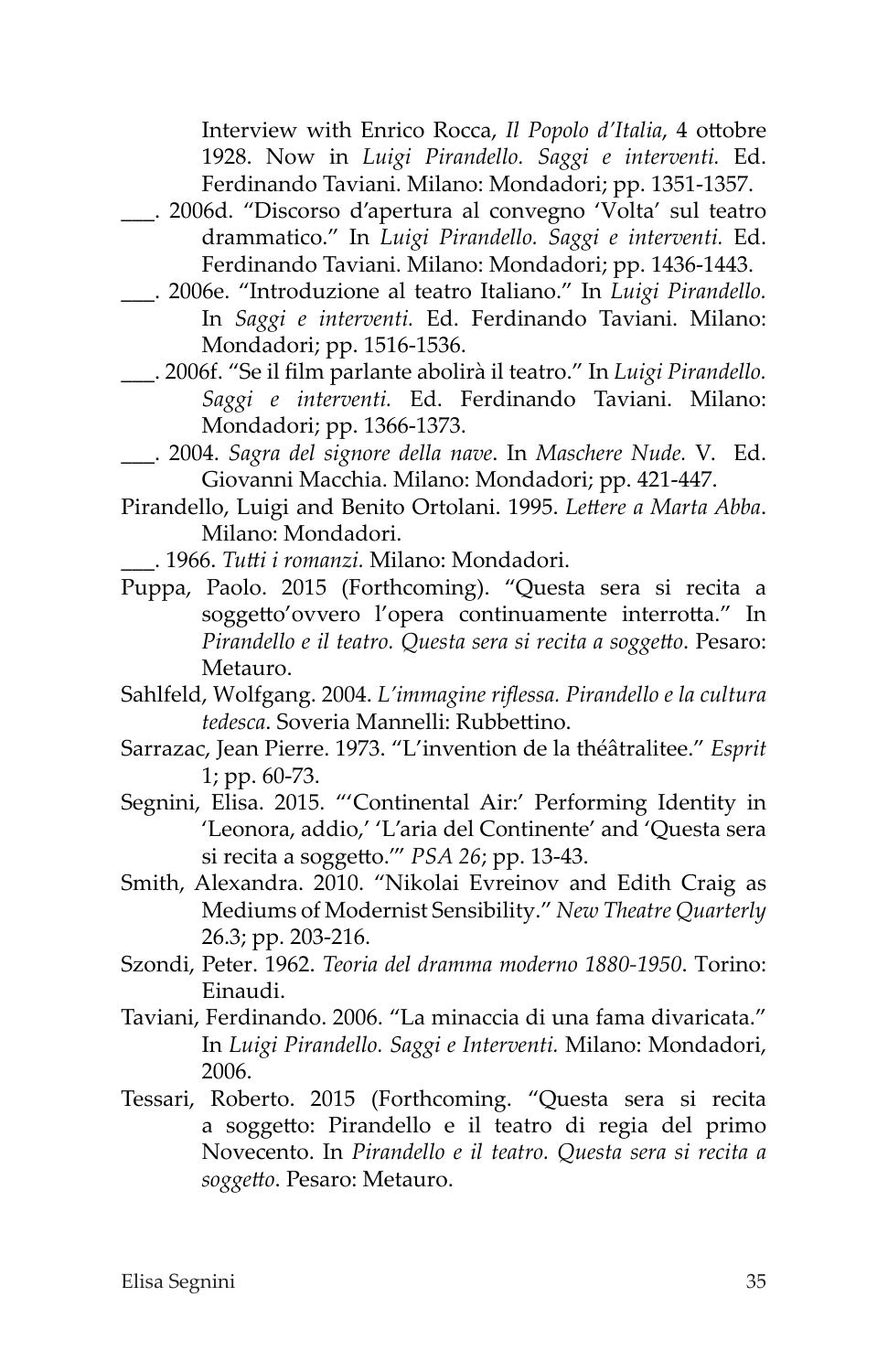Interview with Enrico Rocca, *Il Popolo d'Italia*, 4 ottobre 1928. Now in *Luigi Pirandello. Saggi e interventi.* Ed. Ferdinando Taviani. Milano: Mondadori; pp. 1351-1357.

___. 2006d. "Discorso d'apertura al convegno 'Volta' sul teatro drammatico." In *Luigi Pirandello. Saggi e interventi.* Ed. Ferdinando Taviani. Milano: Mondadori; pp. 1436-1443.

___. 2006e. "Introduzione al teatro Italiano." In *Luigi Pirandello.* In *Saggi e interventi.* Ed. Ferdinando Taviani. Milano: Mondadori; pp. 1516-1536.

___. 2006f. "Se il film parlante abolirà il teatro." In *Luigi Pirandello. Saggi e interventi.* Ed. Ferdinando Taviani. Milano: Mondadori; pp. 1366-1373.

___. 2004. *Sagra del signore della nave*. In *Maschere Nude.* V. Ed. Giovanni Macchia. Milano: Mondadori; pp. 421-447.

Pirandello, Luigi and Benito Ortolani. 1995. *Lettere a Marta Abba*. Milano: Mondadori.

___. 1966. *Tutti i romanzi.* Milano: Mondadori.

Puppa, Paolo. 2015 (Forthcoming). "Questa sera si recita a soggetto'ovvero l'opera continuamente interrotta." In *Pirandello e il teatro. Questa sera si recita a soggetto*. Pesaro: Metauro.

Sahlfeld, Wolfgang. 2004. *L'immagine riflessa. Pirandello e la cultura tedesca*. Soveria Mannelli: Rubbettino.

Sarrazac, Jean Pierre. 1973. "L'invention de la théâtralitee." *Esprit* 1; pp. 60-73.

Segnini, Elisa. 2015. "'Continental Air:' Performing Identity in 'Leonora, addio,' 'L'aria del Continente' and 'Questa sera si recita a soggetto.'" *PSA 26*; pp. 13-43.

Smith, Alexandra. 2010. "Nikolai Evreinov and Edith Craig as Mediums of Modernist Sensibility." *New Theatre Quarterly* 26.3; pp. 203-216.

Szondi, Peter. 1962. *Teoria del dramma moderno 1880-1950*. Torino: Einaudi.

Taviani, Ferdinando. 2006. "La minaccia di una fama divaricata." In *Luigi Pirandello. Saggi e Interventi.* Milano: Mondadori, 2006.

Tessari, Roberto. 2015 (Forthcoming. "Questa sera si recita a soggetto: Pirandello e il teatro di regia del primo Novecento. In *Pirandello e il teatro. Questa sera si recita a soggetto*. Pesaro: Metauro.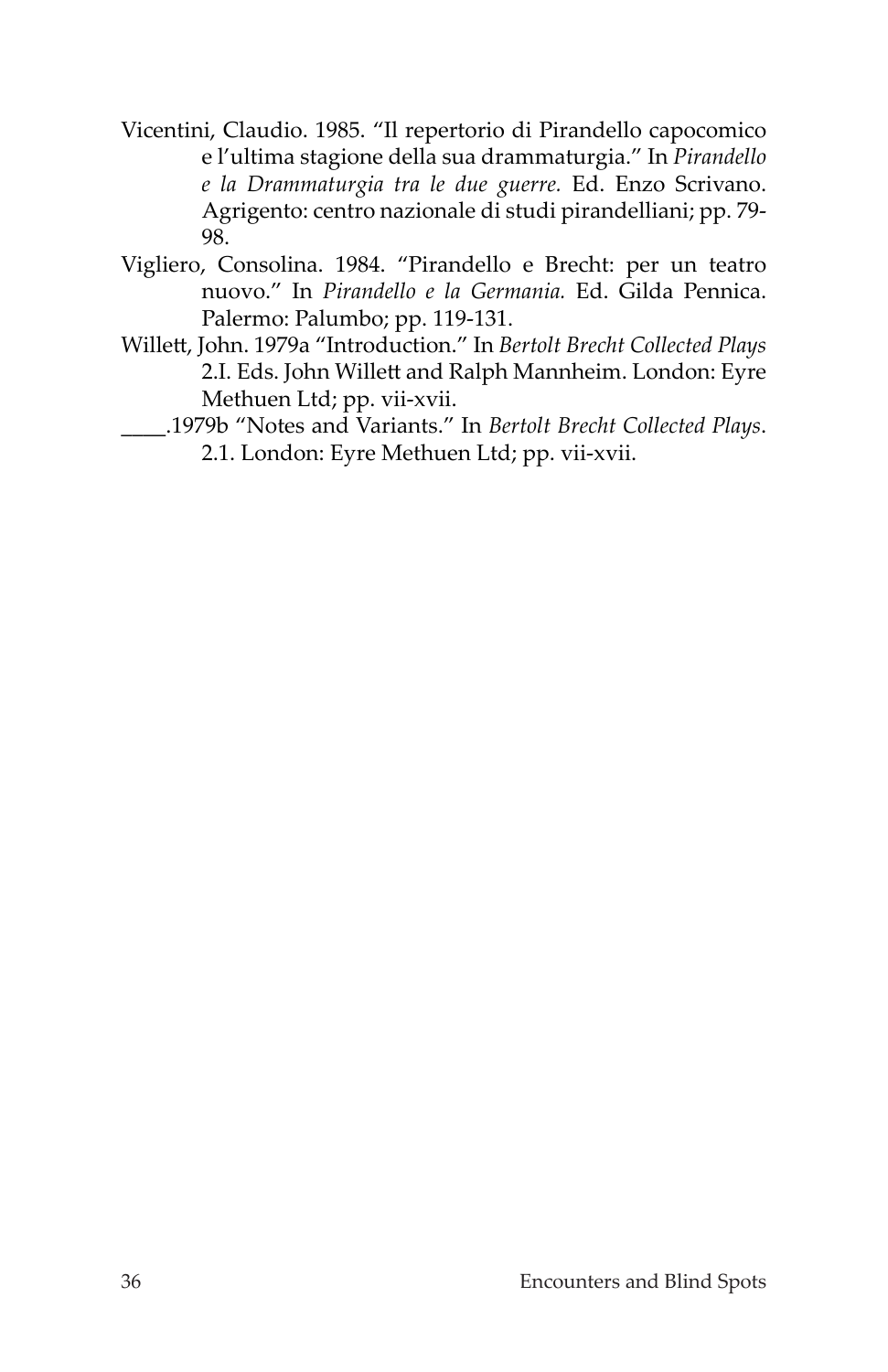Vicentini, Claudio. 1985. “Il repertorio di Pirandello capocomico e l’ultima stagione della sua drammaturgia.” In *Pirandello e la Drammaturgia tra le due guerre.* Ed. Enzo Scrivano. Agrigento: centro nazionale di studi pirandelliani; pp. 79-98.

Vigliero, Consolina. 1984. “Pirandello e Brecht: per un teatro nuovo.” In *Pirandello e la Germania.* Ed. Gilda Pennica. Palermo: Palumbo; pp. 119-131.

Willett, John. 1979a “Introduction.” In *Bertolt Brecht Collected Plays* 2.I. Eds. John Willett and Ralph Mannheim. London: Eyre Methuen Ltd; pp. vii-xvii.

____.1979b “Notes and Variants.” In *Bertolt Brecht Collected Plays*. 2.1. London: Eyre Methuen Ltd; pp. vii-xvii.